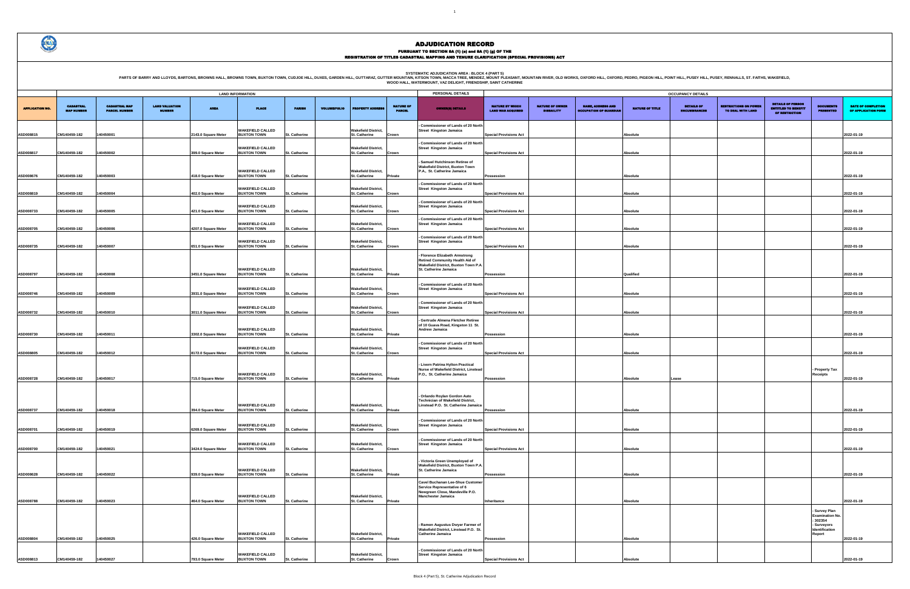# ADJUDICATION RECORD

PURSUANT TO SECTION 8A (1) (e) and 8A (1) (g) OF THE
REGISTRATION OF TITLES CADASTRAL MAPPING AND TENURE CLARIFICATION (SPECIAL PROVISIONS) ACT

SYSTEMATIC ADJUDICATION AREA : BLOCK 4 (PART 5)

PARTS OF BARRY AND LLOYDS, BARTONS, BROWNS HALL, BROWNS TOWN, BUXTON TOWN, CUDJOE HILL, DUXES, GARDEN HILL, GUTTARAZ, GUTTER MOUNTAIN, KITSON TOWN, MACCA TREE, MENDEZ, MOUNT PLEASANT, MOUNTAIN RIVER, OLD WORKS, OXFORD HILL, OXFORD, PEDRO, PIGEON HILL, POINT HILL, PUSEY HILL, PUSEY, RENNALLS, ST. FAITHS, WAKEFIELD, WOOD HALL, WATERMOUNT, VAZ DELIGHT, FRIENDSHIP, SAINT CATHERINE

| | LAND INFORMATION | | | | | | | | | PERSONAL DETAILS | | OCCUPANCY DETAILS | | | | | | | |
|---|---|---|---|---|---|---|---|---|---|---|---|---|---|---|---|---|---|---|---|
| APPLICATION NO. | CADASTRAL MAP NUMBER | CADASTRAL MAP PARCEL NUMBER | LAND VALUATION NUMBER | AREA | PLACE | PARISH | VOLUME/FOLIO | PROPERTY ADDRESS | NATURE OF PARCEL | OWNER(S) DETAILS | NATURE BY WHICH LAND WAS ACQUIRED | NATURE OF OWNER DISABILITY | NAME, ADDRESS AND OCCUPATION OF GUARDIAN | NATURE OF TITLE | DETAILS OF ENCUMBRANCES | RESTRICTIONS ON POWER TO DEAL WITH LAND | DETAILS OF PERSON ENTITLED TO BENEFIT OF RESTRICTION | DOCUMENTS PRESENTED | DATE OF COMPLETION OF APPLICATION FORM |
| ASD008815 | CM140459-182 | 140459001 | | 2143.0 Square Meter | WAKEFIELD CALLED BUXTON TOWN | St. Catherine | | Wakefield District, St. Catherine | Crown | - Commissioner of Lands of 20 North Street Kingston Jamaica | Special Provisions Act | | | Absolute | | | | | 2022-01-19 |
| ASD008817 | CM140459-182 | 140459002 | | 399.0 Square Meter | WAKEFIELD CALLED BUXTON TOWN | St. Catherine | | Wakefield District, St. Catherine | Crown | - Commissioner of Lands of 20 North Street Kingston Jamaica | Special Provisions Act | | | Absolute | | | | | 2022-01-19 |
| ASD008676 | CM140459-182 | 140459003 | | 418.0 Square Meter | WAKEFIELD CALLED BUXTON TOWN | St. Catherine | | Wakefield District, St. Catherine | Private | - Samuel Hutchinson Retiree of Wakefield District, Buxton Town P.A., St. Catherine Jamaica | Possession | | | Absolute | | | | | 2022-01-19 |
| ASD008819 | CM140459-182 | 140459004 | | 402.0 Square Meter | WAKEFIELD CALLED BUXTON TOWN | St. Catherine | | Wakefield District, St. Catherine | Crown | - Commissioner of Lands of 20 North Street Kingston Jamaica | Special Provisions Act | | | Absolute | | | | | 2022-01-19 |
| ASD008733 | CM140459-182 | 140459005 | | 421.0 Square Meter | WAKEFIELD CALLED BUXTON TOWN | St. Catherine | | Wakefield District, St. Catherine | Crown | - Commissioner of Lands of 20 North Street Kingston Jamaica | Special Provisions Act | | | Absolute | | | | | 2022-01-19 |
| ASD008705 | CM140459-182 | 140459006 | | 4207.0 Square Meter | WAKEFIELD CALLED BUXTON TOWN | St. Catherine | | Wakefield District, St. Catherine | Crown | - Commissioner of Lands of 20 North Street Kingston Jamaica | Special Provisions Act | | | Absolute | | | | | 2022-01-19 |
| ASD008735 | CM140459-182 | 140459007 | | 651.0 Square Meter | WAKEFIELD CALLED BUXTON TOWN | St. Catherine | | Wakefield District, St. Catherine | Crown | - Commissioner of Lands of 20 North Street Kingston Jamaica | Special Provisions Act | | | Absolute | | | | | 2022-01-19 |
| ASD008797 | CM140459-182 | 140459008 | | 3451.0 Square Meter | WAKEFIELD CALLED BUXTON TOWN | St. Catherine | | Wakefield District, St. Catherine | Private | - Florence Elizabeth Armstrong Retired Community Health Aid of Wakefield District, Buxton Town P.A. St. Catherine Jamaica | Possession | | | Qualified | | | | | 2022-01-19 |
| ASD008746 | CM140459-182 | 140459009 | | 3931.0 Square Meter | WAKEFIELD CALLED BUXTON TOWN | St. Catherine | | Wakefield District, St. Catherine | Crown | - Commissioner of Lands of 20 North Street Kingston Jamaica | Special Provisions Act | | | Absolute | | | | | 2022-01-19 |
| ASD008732 | CM140459-182 | 140459010 | | 3011.0 Square Meter | WAKEFIELD CALLED BUXTON TOWN | St. Catherine | | Wakefield District, St. Catherine | Crown | - Commissioner of Lands of 20 North Street Kingston Jamaica | Special Provisions Act | | | Absolute | | | | | 2022-01-19 |
| ASD008730 | CM140459-182 | 140459011 | | 3302.0 Square Meter | WAKEFIELD CALLED BUXTON TOWN | St. Catherine | | Wakefield District, St. Catherine | Private | - Gertrude Almena Fletcher Retiree of 10 Guava Road, Kingston 11 St. Andrew Jamaica | Possession | | | Absolute | | | | | 2022-01-19 |
| ASD008805 | CM140459-182 | 140459012 | | 8172.0 Square Meter | WAKEFIELD CALLED BUXTON TOWN | St. Catherine | | Wakefield District, St. Catherine | Crown | - Commissioner of Lands of 20 North Street Kingston Jamaica | Special Provisions Act | | | Absolute | | | | | 2022-01-19 |
| ASD008728 | CM140459-182 | 140459017 | | 715.0 Square Meter | WAKEFIELD CALLED BUXTON TOWN | St. Catherine | | Wakefield District, St. Catherine | Private | - Livern Patrina Hylton Practical Nurse of Wakefield District, Linstead P.O., St. Catherine Jamaica | Possession | | | Absolute | Lease | | | - Property Tax Receipts | 2022-01-19 |
| ASD008737 | CM140459-182 | 140459018 | | 394.0 Square Meter | WAKEFIELD CALLED BUXTON TOWN | St. Catherine | | Wakefield District, St. Catherine | Private | - Orlando Roylan Gordon Auto Technician of Wakefield District, Linstead P.O. St. Catherine Jamaica | Possession | | | Absolute | | | | | 2022-01-19 |
| ASD008701 | CM140459-182 | 140459019 | | 6269.0 Square Meter | WAKEFIELD CALLED BUXTON TOWN | St. Catherine | | Wakefield District, St. Catherine | Crown | - Commissioner of Lands of 20 North Street Kingston Jamaica | Special Provisions Act | | | Absolute | | | | | 2022-01-19 |
| ASD008700 | CM140459-182 | 140459021 | | 3424.0 Square Meter | WAKEFIELD CALLED BUXTON TOWN | St. Catherine | | Wakefield District, St. Catherine | Crown | - Commissioner of Lands of 20 North Street Kingston Jamaica | Special Provisions Act | | | Absolute | | | | | 2022-01-19 |
| ASD008628 | CM140459-182 | 140459022 | | 939.0 Square Meter | WAKEFIELD CALLED BUXTON TOWN | St. Catherine | | Wakefield District, St. Catherine | Private | - Victoria Green Unemployed of Wakefield District, Buxton Town P.A. St. Catherine Jamaica | Possession | | | Absolute | | | | | 2022-01-19 |
| ASD008788 | CM140459-182 | 140459023 | | 464.0 Square Meter | WAKEFIELD CALLED BUXTON TOWN | St. Catherine | | Wakefield District, St. Catherine | Private | Cavel Buchanan Lee-Shue Customer Service Representative of 6 Newgreen Close, Mandeville P.O. Manchester Jamaica | Inheritance | | | Absolute | | | | | 2022-01-19 |
| ASD008804 | CM140459-182 | 140459025 | | 426.0 Square Meter | WAKEFIELD CALLED BUXTON TOWN | St. Catherine | | Wakefield District, St. Catherine | Private | - Ramon Augustus Dwyer Farmer of Wakefield District, Linstead P.O. St. Catherine Jamaica | Possession | | | Absolute | | | | - Survey Plan Examination No. : 302354 - Surveyors Identification Report | 2022-01-19 |
| ASD008813 | CM140459-182 | 140459027 | | 793.0 Square Meter | WAKEFIELD CALLED BUXTON TOWN | St. Catherine | | Wakefield District, St. Catherine | Crown | - Commissioner of Lands of 20 North Street Kingston Jamaica | Special Provisions Act | | | Absolute | | | | | 2022-01-19 |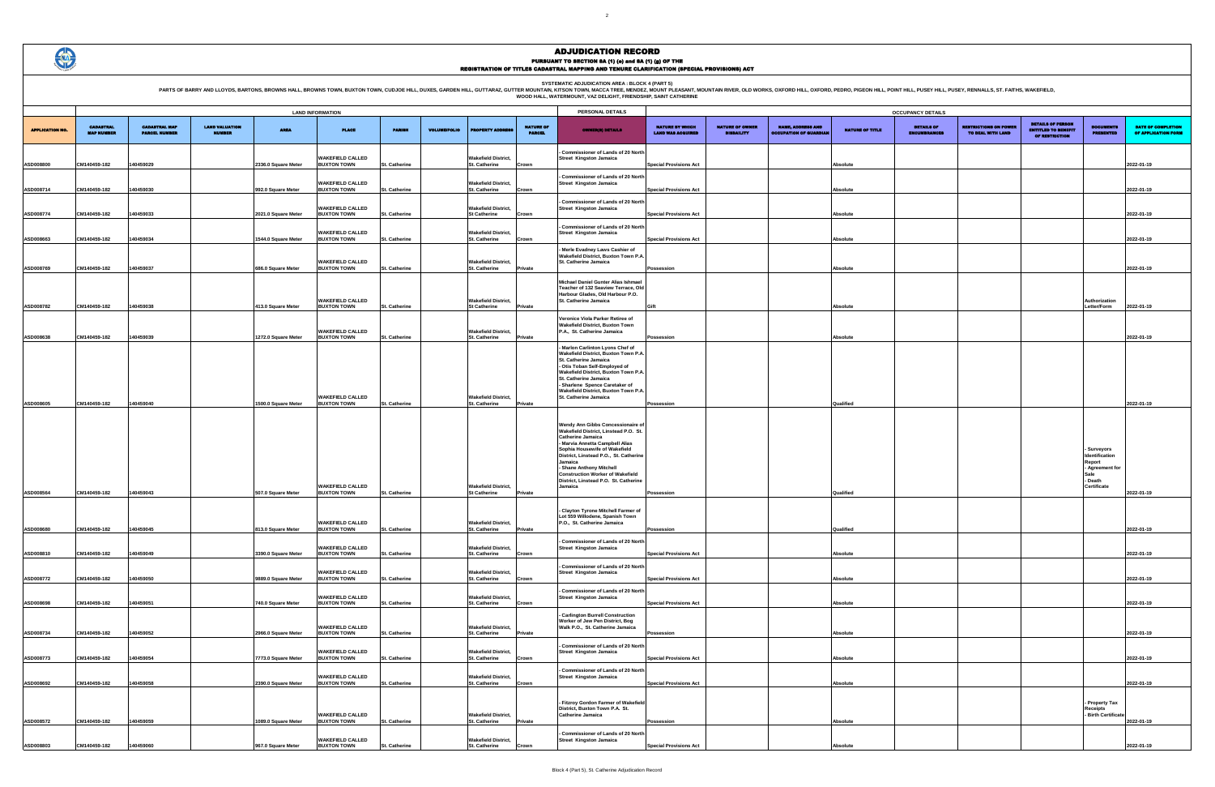# ADJUDICATION RECORD

PURSUANT TO SECTION 8A (1) (e) and 8A (1) (g) OF THE

REGISTRATION OF TITLES CADASTRAL MAPPING AND TENURE CLARIFICATION (SPECIAL PROVISIONS) ACT

SYSTEMATIC ADJUDICATION AREA : BLOCK 4 (PART 5)

PARTS OF BARRY AND LLOYDS, BARTONS, BROWNS HALL, BROWNS TOWN, BUXTON TOWN, CUDJOE HILL, DUXES, GARDEN HILL, GUTTARAZ, GUTTER MOUNTAIN, KITSON TOWN, MACCA TREE, MENDEZ, MOUNT PLEASANT, MOUNTAIN RIVER, OLD WORKS, OXFORD HILL, OXFORD, PEDRO, PIGEON HILL, POINT HILL, PUSEY HILL, PUSEY, RENNALLS, ST. FAITHS, WAKEFIELD, WOOD HALL, WATERMOUNT, VAZ DELIGHT, FRIENDSHIP, SAINT CATHERINE

| APPLICATION NO. | LAND INFORMATION | | | | | | | | | PERSONAL DETAILS | OCCUPANCY DETAILS | | | | | | | | | |
|---|---|---|---|---|---|---|---|---|---|---|---|---|---|---|---|---|---|---|---|---|
| | CADASTRAL MAP NUMBER | CADASTRAL MAP PARCEL NUMBER | LAND VALUATION NUMBER | AREA | PLACE | PARISH | VOLUME/FOLIO | PROPERTY ADDRESS | NATURE OF PARCEL | OWNER(S) DETAILS | NATURE BY WHICH LAND WAS ACQUIRED | NATURE OF OWNER DISBAILITY | NAME, ADDRESS AND OCCUPATION OF GUARDIAN | NATURE OF TITLE | DETAILS OF ENCUMBRANCES | RESTRICTIONS ON POWER TO DEAL WITH LAND | DETAILS OF PERSON ENTITLED TO BENEFIT OF RESTRICTION | DOCUMENTS PRESENTED | DATE OF COMPLETION OF APPLICATION FORM |
| ASD008800 | CM140459-182 | 140459029 | | 2336.0 Square Meter | WAKEFIELD CALLED BUXTON TOWN | St. Catherine | | Wakefield District, St. Catherine | Crown | - Commissioner of Lands of 20 North Street Kingston Jamaica | Special Provisions Act | | | Absolute | | | | | 2022-01-19 |
| ASD008714 | CM140459-182 | 140459030 | | 992.0 Square Meter | WAKEFIELD CALLED BUXTON TOWN | St. Catherine | | Wakefield District, St. Catherine | Crown | - Commissioner of Lands of 20 North Street Kingston Jamaica | Special Provisions Act | | | Absolute | | | | | 2022-01-19 |
| ASD008774 | CM140459-182 | 140459033 | | 2021.0 Square Meter | WAKEFIELD CALLED BUXTON TOWN | St. Catherine | | Wakefield District, St Catherine | Crown | - Commissioner of Lands of 20 North Street Kingston Jamaica | Special Provisions Act | | | Absolute | | | | | 2022-01-19 |
| ASD008663 | CM140459-182 | 140459034 | | 1544.0 Square Meter | WAKEFIELD CALLED BUXTON TOWN | St. Catherine | | Wakefield District, St. Catherine | Crown | - Commissioner of Lands of 20 North Street Kingston Jamaica | Special Provisions Act | | | Absolute | | | | | 2022-01-19 |
| ASD008769 | CM140459-182 | 140459037 | | 686.0 Square Meter | WAKEFIELD CALLED BUXTON TOWN | St. Catherine | | Wakefield District, St. Catherine | Private | - Merle Evadney Laws Cashier of Wakefield District, Buxton Town P.A. St. Catherine Jamaica | Possession | | | Absolute | | | | | 2022-01-19 |
| ASD008782 | CM140459-182 | 140459038 | | 413.0 Square Meter | WAKEFIELD CALLED BUXTON TOWN | St. Catherine | | Wakefield District, St Catherine | Private | Michael Daniel Gunter Alias Ishmael Teacher of 132 Seaview Terrace, Old Harbour Glades, Old Harbour P.O. St. Catherine Jamaica | Gift | | | Absolute | | | | Authorization Letter/Form | 2022-01-19 |
| ASD008638 | CM140459-182 | 140459039 | | 1272.0 Square Meter | WAKEFIELD CALLED BUXTON TOWN | St. Catherine | | Wakefield District, St. Catherine | Private | Veronice Viola Parker Retiree of Wakefield District, Buxton Town P.A., St. Catherine Jamaica | Possession | | | Absolute | | | | | 2022-01-19 |
| ASD008605 | CM140459-182 | 140459040 | | 1500.0 Square Meter | WAKEFIELD CALLED BUXTON TOWN | St. Catherine | | Wakefield District, St. Catherine | Private | - Marlon Carlinton Lyons Chef of Wakefield District, Buxton Town P.A. St. Catherine Jamaica<br>- Otis Toban Self-Employed of Wakefield District, Buxton Town P.A. St. Catherine Jamaica<br>- Sharlene Spence Caretaker of Wakefield District, Buxton Town P.A. St. Catherine Jamaica | Possession | | | Qualified | | | | | 2022-01-19 |
| ASD008564 | CM140459-182 | 140459043 | | 507.0 Square Meter | WAKEFIELD CALLED BUXTON TOWN | St. Catherine | | Wakefield District, St Catherine | Private | Wendy Ann Gibbs Concessionaire of Wakefield District, Linstead P.O. St. Catherine Jamaica<br>- Marvia Annetta Campbell Alias Sophia Housewife of Wakefield District, Linstead P.O., St. Catherine Jamaica<br>- Shane Anthony Mitchell Construction Worker of Wakefield District, Linstead P.O. St. Catherine Jamaica | Possession | | | Qualified | | | | - Surveyors Identification Report<br>- Agreement for Sale<br>- Death Certificate | 2022-01-19 |
| ASD008680 | CM140459-182 | 140459045 | | 813.0 Square Meter | WAKEFIELD CALLED BUXTON TOWN | St. Catherine | | Wakefield District, St. Catherine | Private | - Clayton Tyrone Mitchell Farmer of Lot 559 Willodene, Spanish Town P.O., St. Catherine Jamaica | Possession | | | Qualified | | | | | 2022-01-19 |
| ASD008810 | CM140459-182 | 140459049 | | 3390.0 Square Meter | WAKEFIELD CALLED BUXTON TOWN | St. Catherine | | Wakefield District, St. Catherine | Crown | - Commissioner of Lands of 20 North Street Kingston Jamaica | Special Provisions Act | | | Absolute | | | | | 2022-01-19 |
| ASD008772 | CM140459-182 | 140459050 | | 9889.0 Square Meter | WAKEFIELD CALLED BUXTON TOWN | St. Catherine | | Wakefield District, St. Catherine | Crown | - Commissioner of Lands of 20 North Street Kingston Jamaica | Special Provisions Act | | | Absolute | | | | | 2022-01-19 |
| ASD008698 | CM140459-182 | 140459051 | | 740.0 Square Meter | WAKEFIELD CALLED BUXTON TOWN | St. Catherine | | Wakefield District, St. Catherine | Crown | - Commissioner of Lands of 20 North Street Kingston Jamaica | Special Provisions Act | | | Absolute | | | | | 2022-01-19 |
| ASD008734 | CM140459-182 | 140459052 | | 2966.0 Square Meter | WAKEFIELD CALLED BUXTON TOWN | St. Catherine | | Wakefield District, St. Catherine | Private | - Carlington Burrell Construction Worker of Jew Pen District, Bog Walk P.O., St. Catherine Jamaica | Possession | | | Absolute | | | | | 2022-01-19 |
| ASD008773 | CM140459-182 | 140459054 | | 7773.0 Square Meter | WAKEFIELD CALLED BUXTON TOWN | St. Catherine | | Wakefield District, St. Catherine | Crown | - Commissioner of Lands of 20 North Street Kingston Jamaica | Special Provisions Act | | | Absolute | | | | | 2022-01-19 |
| ASD008692 | CM140459-182 | 140459058 | | 2390.0 Square Meter | WAKEFIELD CALLED BUXTON TOWN | St. Catherine | | Wakefield District, St. Catherine | Crown | - Commissioner of Lands of 20 North Street Kingston Jamaica | Special Provisions Act | | | Absolute | | | | | 2022-01-19 |
| ASD008572 | CM140459-182 | 140459059 | | 1089.0 Square Meter | WAKEFIELD CALLED BUXTON TOWN | St. Catherine | | Wakefield District, St. Catherine | Private | - Fitzroy Gordon Farmer of Wakefield District, Buxton Town P.A. St. Catherine Jamaica | Possession | | | Absolute | | | | - Property Tax Receipts<br>- Birth Certificate | 2022-01-19 |
| ASD008803 | CM140459-182 | 140459060 | | 967.0 Square Meter | WAKEFIELD CALLED BUXTON TOWN | St. Catherine | | Wakefield District, St. Catherine | Crown | - Commissioner of Lands of 20 North Street Kingston Jamaica | Special Provisions Act | | | Absolute | | | | | 2022-01-19 |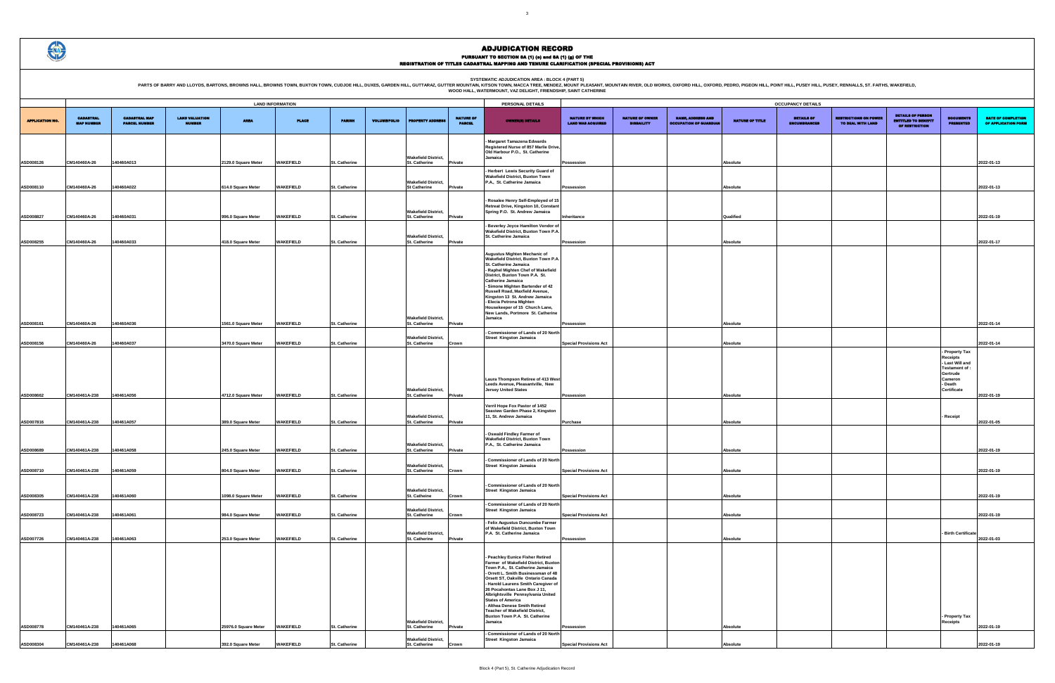# ADJUDICATION RECORD

PURSUANT TO SECTION 8A (1) (e) and 8A (1) (g) OF THE
REGISTRATION OF TITLES CADASTRAL MAPPING AND TENURE CLARIFICATION (SPECIAL PROVISIONS) ACT

SYSTEMATIC ADJUDICATION AREA : BLOCK 4 (PART 5)

PARTS OF BARRY AND LLOYDS, BARTONS, BROWNS HALL, BROWNS TOWN, BUXTON TOWN, CUDJOE HILL, DUXES, GARDEN HILL, GUTTARAZ, GUTTER MOUNTAIN, KITSON TOWN, MACCA TREE, MENDEZ, MOUNT PLEASANT, MOUNTAIN RIVER, OLD WORKS, OXFORD HILL, OXFORD, PEDRO, PIGEON HILL, POINT HILL, PUSEY HILL, PUSEY, RENNALLS, ST. FAITHS, WAKEFIELD, WOOD HALL, WATERMOUNT, VAZ DELIGHT, FRIENDSHIP, SAINT CATHERINE

| | LAND INFORMATION | | | | | | | | | PERSONAL DETAILS | OCCUPANCY DETAILS | | | | | | | | |
|---|---|---|---|---|---|---|---|---|---|---|---|---|---|---|---|---|---|---|---|
| APPLICATION NO. | CADASTRAL MAP NUMBER | CADASTRAL MAP PARCEL NUMBER | LAND VALUATION NUMBER | AREA | PLACE | PARISH | VOLUME/FOLIO | PROPERTY ADDRESS | NATURE OF PARCEL | OWNER(S) DETAILS | NATURE BY WHICH LAND WAS ACQUIRED | NATURE OF OWNER DISABILITY | NAME, ADDRESS AND OCCUPATION OF GUARDIAN | NATURE OF TITLE | DETAILS OF ENCUMBRANCES | RESTRICTIONS ON POWER TO DEAL WITH LAND | DETAILS OF PERSON ENTITLED TO BENEFIT OF RESTRICTION | DOCUMENTS PRESENTED | DATE OF COMPLETION OF APPLICATION FORM |
| ASD008126 | CM140460A-26 | 140460A013 | | 2129.0 Square Meter | WAKEFIELD | St. Catherine | | Wakefield District, St. Catherine | Private | - Margaret Tamazena Edwards Registered Nurse of 857 Marlie Drive, Old Harbour P.O., St. Catherine Jamaica | Possession | | | Absolute | | | | | 2022-01-13 |
| ASD008110 | CM140460A-26 | 140460A022 | | 614.0 Square Meter | WAKEFIELD | St. Catherine | | Wakefield District, St Catherine | Private | - Herbert Lewis Security Guard of Wakefield District, Buxton Town P.A., St. Catherine Jamaica | Possession | | | Absolute | | | | | 2022-01-13 |
| ASD008827 | CM140460A-26 | 140460A031 | | 996.0 Square Meter | WAKEFIELD | St. Catherine | | Wakefield District, St. Catherine | Private | - Rosalee Henry Self-Employed of 15 Retreat Drive, Kingston 10, Constant Spring P.O. St. Andrew Jamaica | Inheritance | | | Qualified | | | | | 2022-01-19 |
| ASD008255 | CM140460A-26 | 140460A033 | | 418.0 Square Meter | WAKEFIELD | St. Catherine | | Wakefield District, St. Catherine | Private | - Beverley Joyce Hamilton Vendor of Wakefield District, Buxton Town P.A. St. Catherine Jamaica | Possession | | | Absolute | | | | | 2022-01-17 |
| ASD008161 | CM140460A-26 | 140460A036 | | 1561.0 Square Meter | WAKEFIELD | St. Catherine | | Wakefield District, St. Catherine | Private | Augustus Mighten Mechanic of Wakefield District, Buxton Town P.A. St. Catherine Jamaica - Raphel Mighten Chef of Wakefield District, Buxton Town P.A. St. Catherine Jamaica - Simone Mighten Bartender of 42 Russell Road, Maxfield Avenue, Kingston 13 St. Andrew Jamaica - Elecia Petrona Mighten Housekeeper of 15 Church Lane, New Lands, Portmore St. Catherine Jamaica | Possession | | | Absolute | | | | | 2022-01-14 |
| ASD008156 | CM140460A-26 | 140460A037 | | 3470.0 Square Meter | WAKEFIELD | St. Catherine | | Wakefield District, St. Catherine | Crown | - Commissioner of Lands of 20 North Street Kingston Jamaica | Special Provisions Act | | | Absolute | | | | | 2022-01-14 |
| ASD008662 | CM140461A-238 | 140461A056 | | 4712.0 Square Meter | WAKEFIELD | St. Catherine | | Wakefield District, St. Catherine | Private | Laura Thompson Retiree of 413 West Leeds Avenue, Pleasantville, New Jersey United States | Possession | | | Absolute | | | | - Property Tax Receipts - Last Will and Testament of : Gertrude Cameron - Death Certificate | 2022-01-19 |
| ASD007816 | CM140461A-238 | 140461A057 | | 389.0 Square Meter | WAKEFIELD | St. Catherine | | Wakefield District, St. Catherine | Private | Verril Hope Fox Pastor of 1452 Seaview Garden Phase 2, Kingston 11, St. Andrew Jamaica | Purchase | | | Absolute | | | | - Receipt | 2022-01-05 |
| ASD008689 | CM140461A-238 | 140461A058 | | 245.0 Square Meter | WAKEFIELD | St. Catherine | | Wakefield District, St. Catherine | Private | - Oswald Findley Farmer of Wakefield District, Buxton Town P.A., St. Catherine Jamaica | Possession | | | Absolute | | | | | 2022-01-19 |
| ASD008710 | CM140461A-238 | 140461A059 | | 804.0 Square Meter | WAKEFIELD | St. Catherine | | Wakefield District, St. Catherine | Crown | - Commissioner of Lands of 20 North Street Kingston Jamaica | Special Provisions Act | | | Absolute | | | | | 2022-01-19 |
| ASD008305 | CM140461A-238 | 140461A060 | | 1098.0 Square Meter | WAKEFIELD | St. Catherine | | Wakefield District, St. Catheine | Crown | - Commissioner of Lands of 20 North Street Kingston Jamaica | Special Provisions Act | | | Absolute | | | | | 2022-01-19 |
| ASD008723 | CM140461A-238 | 140461A061 | | 984.0 Square Meter | WAKEFIELD | St. Catherine | | Wakefield District, St. Catherine | Crown | - Commissioner of Lands of 20 North Street Kingston Jamaica | Special Provisions Act | | | Absolute | | | | | 2022-01-19 |
| ASD007726 | CM140461A-238 | 140461A063 | | 253.0 Square Meter | WAKEFIELD | St. Catherine | | Wakefield District, St. Catherine | Private | - Felix Augustus Duncumbe Farmer of Wakefield District, Buxton Town P.A. St. Catherine Jamaica | Possession | | | Absolute | | | | - Birth Certificate | 2022-01-03 |
| ASD008778 | CM140461A-238 | 140461A065 | | 25976.0 Square Meter | WAKEFIELD | St. Catherine | | Wakefield District, St. Catherine | Private | - Peachley Eunice Fisher Retired Farmer of Wakefield District, Buxton Town P.A., St. Catherine Jamaica - Orrett L. Smith Businessman of 48 Orsett ST, Oakville Ontario Canada - Harold Laurens Smith Caregiver of 26 Pocahontas Lane Box J 11, Albrightsville Pennsylvania United States of America - Althea Denese Smith Retired Teacher of Wakefield District, Buxton Town P.A. St. Catherine Jamaica | Possession | | | Absolute | | | | - Property Tax Receipts | 2022-01-19 |
| ASD008304 | CM140461A-238 | 140461A068 | | 392.0 Square Meter | WAKEFIELD | St. Catherine | | Wakefield District, St. Catherine | Crown | - Commissioner of Lands of 20 North Street Kingston Jamaica | Special Provisions Act | | | Absolute | | | | | 2022-01-19 |

Block 4 (Part 5), St. Catherine Adjudication Record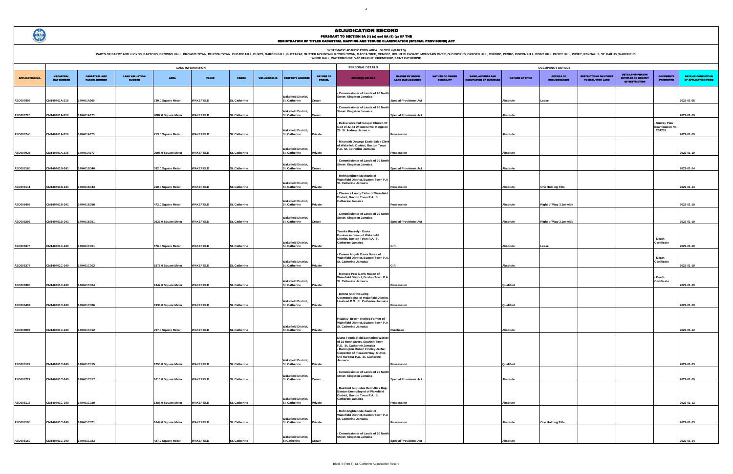# ADJUDICATION RECORD

PURSUANT TO SECTION 8A (1) (e) and 8A (1) (g) OF THE
REGISTRATION OF TITLES CADASTRAL MAPPING AND TENURE CLARIFICATION (SPECIAL PROVISIONS) ACT

SYSTEMATIC ADJUDICATION AREA : BLOCK 4 (PART 5)

PARTS OF BARRY AND LLOYDS, BARTONS, BROWNS HALL, BROWNS TOWN, BUXTON TOWN, CUDJOE HILL, DUXES, GARDEN HILL, GUTTARAZ, GUTTER MOUNTAIN, KITSON TOWN, MACCA TREE, MENDEZ, MOUNT PLEASANT, MOUNTAIN RIVER, OLD WORKS, OXFORD HILL, OXFORD, PEDRO, PIGEON HILL, POINT HILL, PUSEY HILL, PUSEY, RENNALLS, ST. FAITHS, WAKEFIELD, WOOD HALL, WATERMOUNT, VAZ DELIGHT, FRIENDSHIP, SAINT CATHERINE

| APPLICATION NO. | LAND INFORMATION | | | | | | | | | PERSONAL DETAILS | OCCUPANCY DETAILS | | | | | | | | | |
|---|---|---|---|---|---|---|---|---|---|---|---|---|---|---|---|---|---|---|---|---|
| | CADASTRAL MAP NUMBER | CADASTRAL MAP PARCEL NUMBER | LAND VALUATION NUMBER | AREA | PLACE | PARISH | VOLUME/FOLIO | PROPERTY ADDRESS | NATURE OF PARCEL | OWNER(S) DETAILS | NATURE BY WHICH LAND WAS ACQUIRED | NATURE OF OWNER DISABILITY | NAME, ADDRESS AND OCCUPATION OF GUARDIAN | NATURE OF TITLE | DETAILS OF ENCUMBRANCES | RESTRICTIONS ON POWER TO DEAL WITH LAND | DETAILS OF PERSON ENTITLED TO BENEFIT OF RESTRICTION | DOCUMENTS PRESENTED | DATE OF COMPLETION OF APPLICATION FORM |
| ASD007808 | CM140461A-238 | 140461A069 | | 730.0 Square Meter | WAKEFIELD | St. Catherine | | Wakefield District, St. Catherine | Crown | - Commissioner of Lands of 20 North Street Kingston Jamaica | Special Provisions Act | | | Absolute | Lease | | | | 2022-01-05 |
| ASD008726 | CM140461A-238 | 140461A073 | | 4087.0 Square Meter | WAKEFIELD | St. Catherine | | Wakefield District, St. Catherine | Crown | - Commissioner of Lands of 20 North Street Kingston Jamaica | Special Provisions Act | | | Absolute | | | | | 2022-01-19 |
| ASD008745 | CM140461A-238 | 140461A075 | | 713.0 Square Meter | WAKEFIELD | St. Catherine | | Wakefield District, St. Catherine | Private | - Deliverance Full Gospel Church Of God of 42-43 Wilmot Drive, Kingston 20 St. Andrew Jamaica | Possession | | | Absolute | | | | - Survey Plan Examination No. : 234253 | 2022-01-19 |
| ASD007926 | CM140461A-238 | 140461A077 | | 2098.0 Square Meter | WAKEFIELD | St. Catherine | | Wakefield District, St. Catherine | Private | - Mirandah Dowega Easie Sales Clerk of Wakefield District, Buxton Town P.A. St. Catherine Jamaica | Possession | | | Absolute | | | | | 2022-01-10 |
| ASD008165 | CM140461B-241 | 140461B040 | | 592.0 Square Meter | WAKEFIELD | St. Catherine | | Wakefield District, St. Catherine | Crown | - Commissioner of Lands of 20 North Street Kingston Jamaica | Special Provisions Act | | | Absolute | | | | | 2022-01-14 |
| ASD008111 | CM140461B-241 | 140461B043 | | 210.0 Square Meter | WAKEFIELD | St. Catherine | | Wakefield District, St. Catherine | Private | - Rohn Mighten Mechanic of Wakefield District, Buxton Town P.A St. Catherine Jamaica | Possession | | | Absolute | One Holding Title | | | | 2022-01-13 |
| ASD008408 | CM140461B-241 | 140461B050 | | 472.0 Square Meter | WAKEFIELD | St. Catherine | | Wakefield District, St. Catherine | Private | - Clarence Lundy Tailor of Wakefield District, Buxton Town P.A. St. Catherine Jamaica | Possession | | | Absolute | Right of Way 3.1m wide | | | | 2022-01-19 |
| ASD008296 | CM140461B-241 | 140461B051 | | 3627.0 Square Meter | WAKEFIELD | St. Catherine | | Wakefield District, St. Catherine | Crown | - Commissioner of Lands of 20 North Street Kingston Jamaica | Special Provisions Act | | | Absolute | Right of Way 3.1m wide | | | | 2022-01-19 |
| ASD008375 | CM140461C-240 | 140461C001 | | 676.0 Square Meter | WAKEFIELD | St. Catherine | | Wakefield District, St. Catherine | Private | Tamika Russelyn Davis Businesswoman of Wakefield District, Buxton Town P.A. St. Catherine Jamaica | Gift | | | Absolute | Lease | | | - Death Certificate | 2022-01-19 |
| ASD008377 | CM140461C-240 | 140461C002 | | 1977.0 Square Meter | WAKEFIELD | St. Catherine | | Wakefield District, St. Catherine | Private | - Careen Angela Davis Nurse of Wakefield District, Buxton Town P.A. St. Catherine Jamaica | Gift | | | Absolute | | | | - Death Certificate | 2022-01-19 |
| ASD008388 | CM140461C-240 | 140461C004 | | 1342.0 Square Meter | WAKEFIELD | St. Catherine | | Wakefield District, St. Catherine | Private | - Morrace Pete Davis Mason of Wakefield District, Buxton Town P.A. St. Catherine Jamaica | Possession | | | Qualified | | | | - Death Certificate | 2022-01-19 |
| ASD008404 | CM140461C-240 | 140461C006 | | 1334.0 Square Meter | WAKEFIELD | St. Catherine | | Wakefield District, St. Catherine | Private | - Donna Andrine Laing Cosmetologist of Wakefield District, Linstead P.O. St. Catherine Jamaica | Possession | | | Qualified | | | | | 2022-01-19 |
| ASD008097 | CM140461C-240 | 140461C012 | | 707.0 Square Meter | WAKEFIELD | St. Catherine | | Wakefield District, St. Catherine | Private | Headley Brown Retired Farmer of Wakefield District, Buxton Town P.A St. Catherine Jamaica | Purchase | | | Absolute | | | | | 2022-01-12 |
| ASD008127 | CM140461C-240 | 140461C015 | | 1255.0 Square Meter | WAKEFIELD | St. Catherine | | Wakefield District, St. Catherine | Private | Diana Feonia Reid Sanitation Worker of 18 Monk Street, Spanish Town P.O. St. Catherine Jamaica - Barrington Robert Findley Archer Carpenter of Pleasant Way, Gutter, Old Harbour P.O. St. Catherine Jamaica | Possession | | | Qualified | | | | | 2022-01-13 |
| ASD008722 | CM140461C-240 | 140461C017 | | 1610.0 Square Meter | WAKEFIELD | St. Catherine | | Wakefield District, St. Catherine | Crown | - Commissioner of Lands of 20 North Street Kingston Jamaica | Special Provisions Act | | | Absolute | | | | | 2022-01-19 |
| ASD008117 | CM140461C-240 | 140461C020 | | 1488.0 Square Meter | WAKEFIELD | St. Catherine | | Wakefield District, St. Catherine | Private | - Rainford Augustus Reid Alias Buju Banton Unemployed of Wakefield District, Buxton Town P.A. St. Catherine Jamaica | Possession | | | Absolute | | | | | 2022-01-13 |
| ASD008106 | CM140461C-240 | 140461C021 | | 1644.0 Square Meter | WAKEFIELD | St. Catherine | | Wakefield District, St. Catherine | Private | - Rohn Mighten Mechanic of Wakefield District, Buxton Town P.A St. Catherine Jamaica | Possession | | | Absolute | One Holding Title | | | | 2022-01-13 |
| ASD008160 | CM140461C-240 | 140461C023 | | 427.0 Square Meter | WAKEFIELD | St. Catherine | | Wakefield District, St Catherine | Crown | - Commissioner of Lands of 20 North Street Kingston Jamaica | Special Provisions Act | | | Absolute | | | | | 2022-01-14 |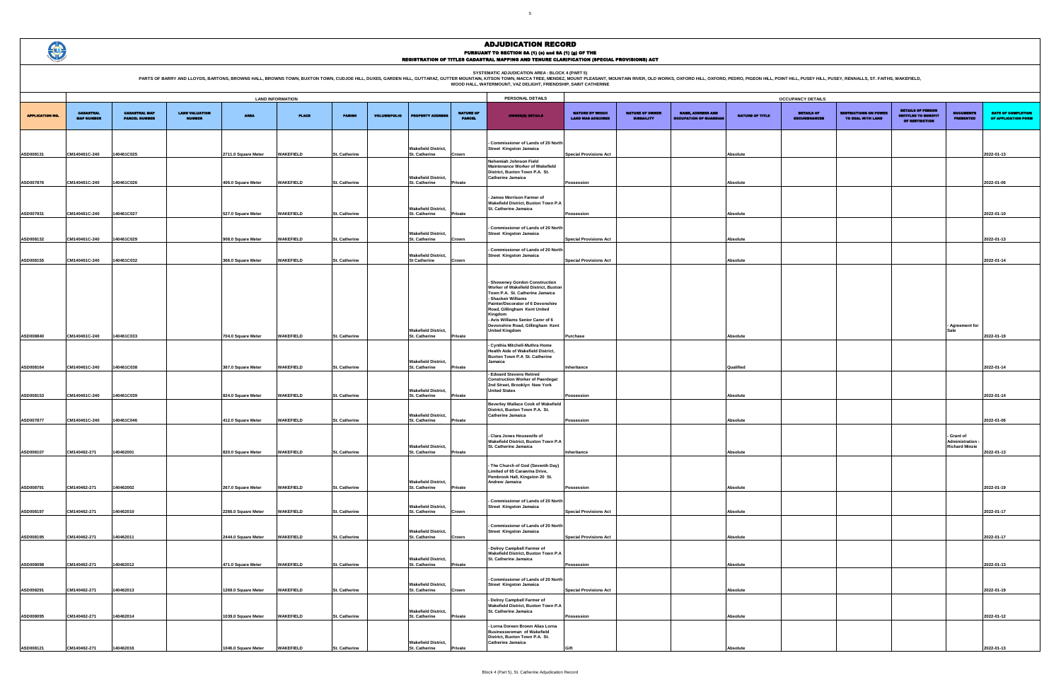# ADJUDICATION RECORD

PURSUANT TO SECTION 8A (1) (e) and 8A (1) (g) OF THE

REGISTRATION OF TITLES CADASTRAL MAPPING AND TENURE CLARIFICATION (SPECIAL PROVISIONS) ACT

SYSTEMATIC ADJUDICATION AREA : BLOCK 4 (PART 5)

PARTS OF BARRY AND LLOYDS, BARTONS, BROWNS HALL, BROWNS TOWN, BUXTON TOWN, CUDJOE HILL, DUXES, GARDEN HILL, GUTTARAZ, GUTTER MOUNTAIN, KITSON TOWN, MACCA TREE, MENDEZ, MOUNT PLEASANT, MOUNTAIN RIVER, OLD WORKS, OXFORD HILL, OXFORD, PEDRO, PIGEON HILL, POINT HILL, PUSEY HILL, PUSEY, RENNALLS, ST. FAITHS, WAKEFIELD, WOOD HALL, WATERMOUNT, VAZ DELIGHT, FRIENDSHIP, SAINT CATHERINE

| | LAND INFORMATION | | | | | | | | | PERSONAL DETAILS | OCCUPANCY DETAILS | | | | | | | | | |
|---|---|---|---|---|---|---|---|---|---|---|---|---|---|---|---|---|---|---|---|---|
| APPLICATION NO. | CADASTRAL MAP NUMBER | CADASTRAL MAP PARCEL NUMBER | LAND VALUATION NUMBER | AREA | PLACE | PARISH | VOLUME/FOLIO | PROPERTY ADDRESS | NATURE OF PARCEL | OWNER(S) DETAILS | NATURE BY WHICH LAND WAS ACQUIRED | NATURE OF OWNER DISABILITY | NAME, ADDRESS AND OCCUPATION OF GUARDIAN | NATURE OF TITLE | DETAILS OF ENCUMBRANCES | RESTRICTIONS ON POWER TO DEAL WITH LAND | DETAILS OF PERSON ENTITLED TO BENEFIT OF RESTRICTION | DOCUMENTS PRESENTED | DATE OF COMPLETION OF APPLICATION FORM |
| ASD008131 | CM140461C-240 | 140461C025 | | 2711.0 Square Meter | WAKEFIELD | St. Catherine | | Wakefield District, St. Catherine | Crown | - Commissioner of Lands of 20 North Street Kingston Jamaica | Special Provisions Act | | | Absolute | | | | | 2022-01-13 |
| ASD007876 | CM140461C-240 | 140461C026 | | 406.0 Square Meter | WAKEFIELD | St. Catherine | | Wakefield District, St. Catherine | Private | Nehemiah Johnson Field Maintenance Worker of Wakefield District, Buxton Town P.A. St. Catherine Jamaica | Possession | | | Absolute | | | | | 2022-01-06 |
| ASD007931 | CM140461C-240 | 140461C027 | | 527.0 Square Meter | WAKEFIELD | St. Catherine | | Wakefield District, St. Catherine | Private | - James Morrison Farmer of Wakefield District, Buxton Town P.A St. Catherine Jamaica | Possession | | | Absolute | | | | | 2022-01-10 |
| ASD008132 | CM140461C-240 | 140461C029 | | 908.0 Square Meter | WAKEFIELD | St. Catherine | | Wakefield District, St. Catherine | Crown | - Commissioner of Lands of 20 North Street Kingston Jamaica | Special Provisions Act | | | Absolute | | | | | 2022-01-13 |
| ASD008155 | CM140461C-240 | 140461C032 | | 366.0 Square Meter | WAKEFIELD | St. Catherine | | Wakefield District, St Catherine | Crown | - Commissioner of Lands of 20 North Street Kingston Jamaica | Special Provisions Act | | | Absolute | | | | | 2022-01-14 |
| ASD008840 | CM140461C-240 | 140461C033 | | 704.0 Square Meter | WAKEFIELD | St. Catherine | | Wakefield District, St. Catherine | Private | - Showeney Gordon Construction Worker of Wakefield District, Buxton Town P.A. St. Catherine Jamaica - Shackeir Williams Painter/Decorator of 6 Devonshire Road, Gillingham Kent United Kingdom - Avis Williams Senior Carer of 6 Devonshire Road, Gillingham Kent United Kingdom | Purchase | | | Absolute | | | | - Agreement for Sale | 2022-01-19 |
| ASD008164 | CM140461C-240 | 140461C038 | | 367.0 Square Meter | WAKEFIELD | St. Catherine | | Wakefield District, St. Catherine | Private | - Cynthia Mitchell-Muthra Home Health Aide of Wakefield District, Buxton Town P.A St. Catherine Jamaica | Inheritance | | | Qualified | | | | | 2022-01-14 |
| ASD008153 | CM140461C-240 | 140461C039 | | 824.0 Square Meter | WAKEFIELD | St. Catherine | | Wakefield District, St. Catherine | Private | - Edward Stevens Retired Construction Worker of Paerdegat 2nd Street, Brooklyn New York United States | Possession | | | Absolute | | | | | 2022-01-14 |
| ASD007877 | CM140461C-240 | 140461C046 | | 412.0 Square Meter | WAKEFIELD | St. Catherine | | Wakefield District, St. Catherine | Private | Beverley Wallace Cook of Wakefield District, Buxton Town P.A. St. Catherine Jamaica | Possession | | | Absolute | | | | | 2022-01-06 |
| ASD008107 | CM140462-271 | 140462001 | | 820.0 Square Meter | WAKEFIELD | St. Catherine | | Wakefield District, St. Catherine | Private | - Clara Jones Housewife of Wakefield District, Buxton Town P.A St. Catherine Jamaica | Inheritance | | | Absolute | | | | - Grant of Administration : Richard Minzie | 2022-01-13 |
| ASD008791 | CM140462-271 | 140462002 | | 267.0 Square Meter | WAKEFIELD | St. Catherine | | Wakefield District, St. Catherine | Private | - The Church of God (Seventh Day) Limited of 65 Carawina Drive, Pembrook Hall, Kingston 20 St. Andrew Jamaica | Possession | | | Absolute | | | | | 2022-01-19 |
| ASD008197 | CM140462-271 | 140462010 | | 2266.0 Square Meter | WAKEFIELD | St. Catherine | | Wakefield District, St. Catherine | Crown | - Commissioner of Lands of 20 North Street Kingston Jamaica | Special Provisions Act | | | Absolute | | | | | 2022-01-17 |
| ASD008195 | CM140462-271 | 140462011 | | 2444.0 Square Meter | WAKEFIELD | St. Catherine | | Wakefield District, St. Catherine | Crown | - Commissioner of Lands of 20 North Street Kingston Jamaica | Special Provisions Act | | | Absolute | | | | | 2022-01-17 |
| ASD008098 | CM140462-271 | 140462012 | | 471.0 Square Meter | WAKEFIELD | St. Catherine | | Wakefield District, St. Catherine | Private | - Delroy Campbell Farmer of Wakefield District, Buxton Town P.A St. Catherine Jamaica | Possession | | | Absolute | | | | | 2022-01-13 |
| ASD008291 | CM140462-271 | 140462013 | | 1269.0 Square Meter | WAKEFIELD | St. Catherine | | Wakefield District, St. Catherine | Crown | - Commissioner of Lands of 20 North Street Kingston Jamaica | Special Provisions Act | | | Absolute | | | | | 2022-01-19 |
| ASD008095 | CM140462-271 | 140462014 | | 1039.0 Square Meter | WAKEFIELD | St. Catherine | | Wakefield District, St. Catherine | Private | - Delroy Campbell Farmer of Wakefield District, Buxton Town P.A St. Catherine Jamaica | Possession | | | Absolute | | | | | 2022-01-12 |
| ASD008121 | CM140462-271 | 140462016 | | 1046.0 Square Meter | WAKEFIELD | St. Catherine | | Wakefield District, St. Catherine | Private | - Lorna Doreen Brown Alias Lorna Businesswoman of Wakefield District, Buxton Town P.A. St. Catherine Jamaica | Gift | | | Absolute | | | | | 2022-01-13 |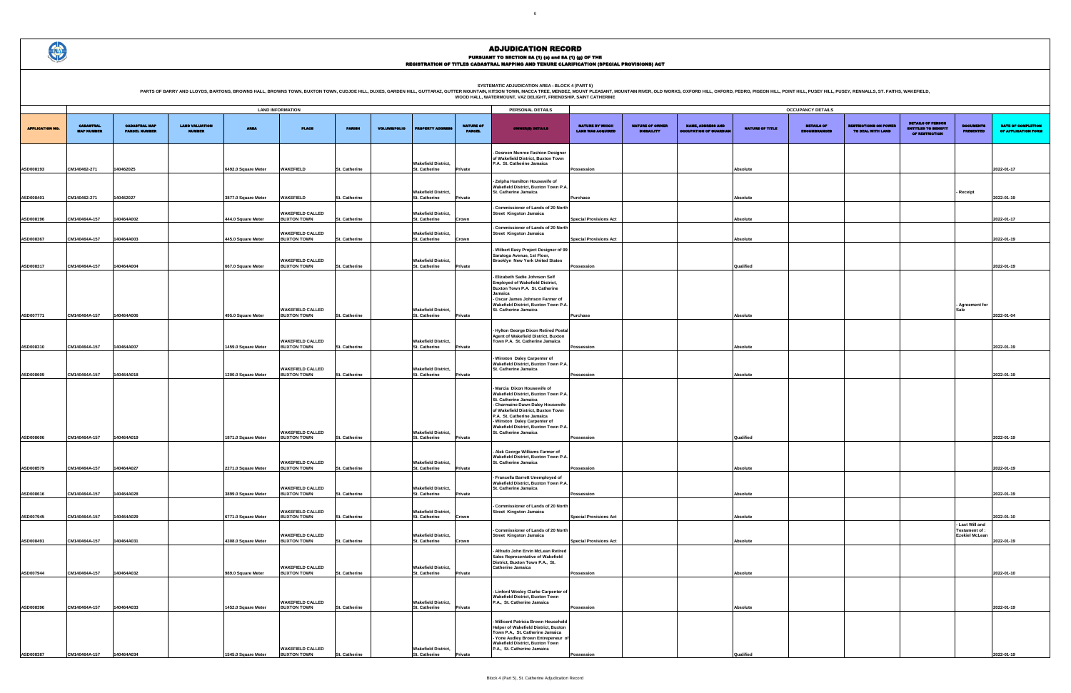# ADJUDICATION RECORD

PURSUANT TO SECTION 8A (1) (e) and 8A (1) (g) OF THE
REGISTRATION OF TITLES CADASTRAL MAPPING AND TENURE CLARIFICATION (SPECIAL PROVISIONS) ACT

SYSTEMATIC ADJUDICATION AREA : BLOCK 4 (PART 5)

PARTS OF BARRY AND LLOYDS, BARTONS, BROWNS HALL, BROWNS TOWN, BUXTON TOWN, CUDJOE HILL, DUXES, GARDEN HILL, GUTTARAZ, GUTTER MOUNTAIN, KITSON TOWN, MACCA TREE, MENDEZ, MOUNT PLEASANT, MOUNTAIN RIVER, OLD WORKS, OXFORD HILL, OXFORD, PEDRO, PIGEON HILL, POINT HILL, PUSEY HILL, PUSEY, RENNALLS, ST. FAITHS, WAKEFIELD, WOOD HALL, WATERMOUNT, VAZ DELIGHT, FRIENDSHIP, SAINT CATHERINE

| APPLICATION NO. | LAND INFORMATION | | | | | | | | | PERSONAL DETAILS | | OCCUPANCY DETAILS | | | | | | | |
|---|---|---|---|---|---|---|---|---|---|---|---|---|---|---|---|---|---|---|---|
| | CADASTRAL MAP NUMBER | CADASTRAL MAP PARCEL NUMBER | LAND VALUATION NUMBER | AREA | PLACE | PARISH | VOLUME/FOLIO | PROPERTY ADDRESS | NATURE OF PARCEL | OWNER(S) DETAILS | NATURE BY WHICH LAND WAS ACQUIRED | NATURE OF OWNER DISABILITY | NAME, ADDRESS AND OCCUPATION OF GUARDIAN | NATURE OF TITLE | DETAILS OF ENCUMBRANCES | RESTRICTIONS ON POWER TO DEAL WITH LAND | DETAILS OF PERSON ENTITLED TO BENEFIT OF RESTRICTION | DOCUMENTS PRESENTED | DATE OF COMPLETION OF APPLICATION FORM |
| ASD008193 | CM140462-271 | 140462025 | | 6492.0 Square Meter | WAKEFIELD | St. Catherine | | Wakefield District, St. Catherine | Private | - Desreen Munroe Fashion Designer of Wakefield District, Buxton Town P.A. St. Catherine Jamaica | Possession | | | Absolute | | | | | 2022-01-17 |
| ASD008401 | CM140462-271 | 140462027 | | 3877.0 Square Meter | WAKEFIELD | St. Catherine | | Wakefield District, St. Catherine | Private | - Zelpha Hamilton Housewife of Wakefield District, Buxton Town P.A. St. Catherine Jamaica | Purchase | | | Absolute | | | | - Receipt | 2022-01-19 |
| ASD008196 | CM140464A-157 | 140464A002 | | 444.0 Square Meter | WAKEFIELD CALLED BUXTON TOWN | St. Catherine | | Wakefield District, St. Catherine | Crown | - Commissioner of Lands of 20 North Street Kingston Jamaica | Special Provisions Act | | | Absolute | | | | | 2022-01-17 |
| ASD008367 | CM140464A-157 | 140464A003 | | 445.0 Square Meter | WAKEFIELD CALLED BUXTON TOWN | St. Catherine | | Wakefield District, St. Catherine | Crown | - Commissioner of Lands of 20 North Street Kingston Jamaica | Special Provisions Act | | | Absolute | | | | | 2022-01-19 |
| ASD008317 | CM140464A-157 | 140464A004 | | 667.0 Square Meter | WAKEFIELD CALLED BUXTON TOWN | St. Catherine | | Wakefield District, St. Catherine | Private | - Wilbert Easy Project Designer of 99 Saratoga Avenue, 1st Floor, Brooklyn New York United States | Possession | | | Qualified | | | | | 2022-01-19 |
| ASD007771 | CM140464A-157 | 140464A006 | | 495.0 Square Meter | WAKEFIELD CALLED BUXTON TOWN | St. Catherine | | Wakefield District, St. Catherine | Private | - Elizabeth Sadie Johnson Self Employed of Wakefield District, Buxton Town P.A. St. Catherine Jamaica<br>- Oscar James Johnson Farmer of Wakefield District, Buxton Town P.A. St. Catherine Jamaica | Purchase | | | Absolute | | | | - Agreement for Sale | 2022-01-04 |
| ASD008310 | CM140464A-157 | 140464A007 | | 1459.0 Square Meter | WAKEFIELD CALLED BUXTON TOWN | St. Catherine | | Wakefield District, St. Catherine | Private | - Hylton George Dixon Retired Postal Agent of Wakefield District, Buxton Town P.A. St. Catherine Jamaica | Possession | | | Absolute | | | | | 2022-01-19 |
| ASD008609 | CM140464A-157 | 140464A018 | | 1200.0 Square Meter | WAKEFIELD CALLED BUXTON TOWN | St. Catherine | | Wakefield District, St. Catherine | Private | - Winston Daley Carpenter of Wakefield District, Buxton Town P.A. St. Catherine Jamaica | Possession | | | Absolute | | | | | 2022-01-19 |
| ASD008606 | CM140464A-157 | 140464A019 | | 1871.0 Square Meter | WAKEFIELD CALLED BUXTON TOWN | St. Catherine | | Wakefield District, St. Catherine | Private | - Marcia Dixon Housewife of Wakefield District, Buxton Town P.A. St. Catherine Jamaica<br>- Charmaine Dawn Daley Housewife of Wakefield District, Buxton Town P.A. St. Catherine Jamaica<br>- Winston Daley Carpenter of Wakefield District, Buxton Town P.A. St. Catherine Jamaica | Possession | | | Qualified | | | | | 2022-01-19 |
| ASD008579 | CM140464A-157 | 140464A027 | | 2271.0 Square Meter | WAKEFIELD CALLED BUXTON TOWN | St. Catherine | | Wakefield District, St. Catherine | Private | - Alek George Williams Farmer of Wakefield District, Buxton Town P.A. St. Catherine Jamaica | Possession | | | Absolute | | | | | 2022-01-19 |
| ASD008616 | CM140464A-157 | 140464A028 | | 3899.0 Square Meter | WAKEFIELD CALLED BUXTON TOWN | St. Catherine | | Wakefield District, St. Catherine | Private | - Francella Barrett Unemployed of Wakefield District, Buxton Town P.A. St. Catherine Jamaica | Possession | | | Absolute | | | | | 2022-01-19 |
| ASD007945 | CM140464A-157 | 140464A029 | | 6771.0 Square Meter | WAKEFIELD CALLED BUXTON TOWN | St. Catherine | | Wakefield District, St. Catherine | Crown | - Commissioner of Lands of 20 North Street Kingston Jamaica | Special Provisions Act | | | Absolute | | | | | 2022-01-10 |
| ASD008491 | CM140464A-157 | 140464A031 | | 4308.0 Square Meter | WAKEFIELD CALLED BUXTON TOWN | St. Catherine | | Wakefield District, St. Catherine | Crown | - Commissioner of Lands of 20 North Street Kingston Jamaica | Special Provisions Act | | | Absolute | | | | - Last Will and Testament of : Ezekiel McLean | 2022-01-19 |
| ASD007944 | CM140464A-157 | 140464A032 | | 989.0 Square Meter | WAKEFIELD CALLED BUXTON TOWN | St. Catherine | | Wakefield District, St. Catherine | Private | - Alfrado John Ervin McLean Retired Sales Representative of Wakefield District, Buxton Town P.A., St. Catherine Jamaica | Possession | | | Absolute | | | | | 2022-01-10 |
| ASD008396 | CM140464A-157 | 140464A033 | | 1452.0 Square Meter | WAKEFIELD CALLED BUXTON TOWN | St. Catherine | | Wakefield District, St. Catherine | Private | - Linford Wesley Clarke Carpenter of Wakefield District, Buxton Town P.A., St. Catherine Jamaica | Possession | | | Absolute | | | | | 2022-01-19 |
| ASD008387 | CM140464A-157 | 140464A034 | | 1545.0 Square Meter | WAKEFIELD CALLED BUXTON TOWN | St. Catherine | | Wakefield District, St. Catherine | Private | - Millicent Patricia Brown Household Helper of Wakefield District, Buxton Town P.A., St. Catherine Jamaica<br>- Yone Audley Brown Entrepeneur of Wakefield District, Buxton Town P.A., St. Catherine Jamaica | Possession | | | Qualified | | | | | 2022-01-19 |

Block 4 (Part 5), St. Catherine Adjudication Record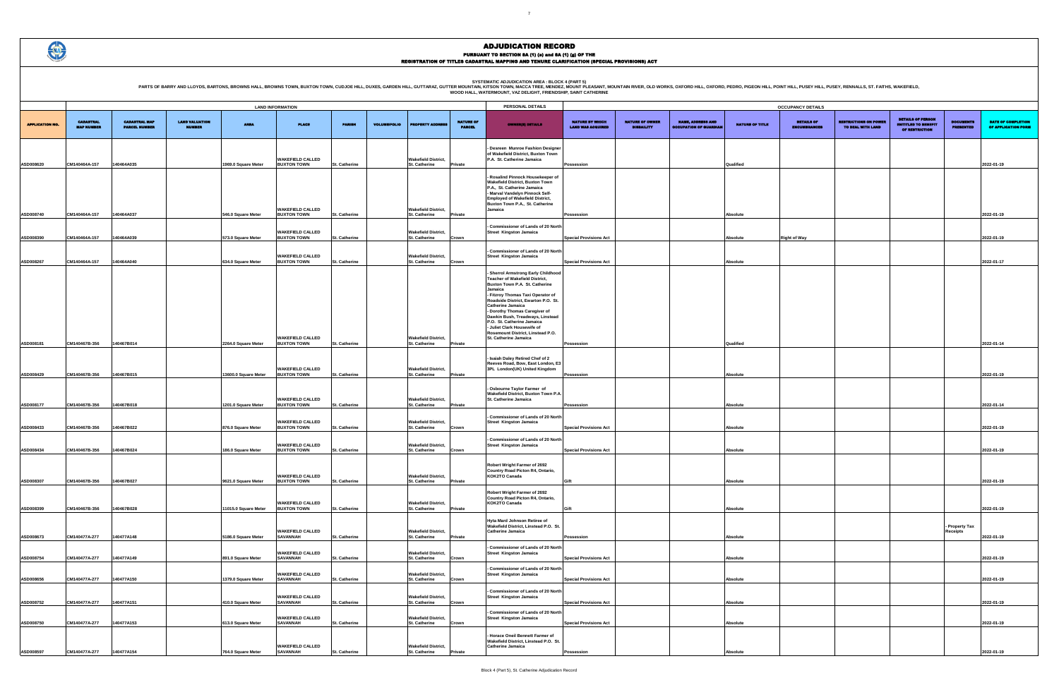# ADJUDICATION RECORD

PURSUANT TO SECTION 8A (1) (e) and 8A (1) (g) OF THE
REGISTRATION OF TITLES CADASTRAL MAPPING AND TENURE CLARIFICATION (SPECIAL PROVISIONS) ACT

SYSTEMATIC ADJUDICATION AREA : BLOCK 4 (PART 5)
PARTS OF BARRY AND LLOYDS, BARTONS, BROWNS HALL, BROWNS TOWN, BUXTON TOWN, CUDJOE HILL, DUXES, GARDEN HILL, GUTTARAZ, GUTTER MOUNTAIN, KITSON TOWN, MACCA TREE, MENDEZ, MOUNT PLEASANT, MOUNTAIN RIVER, OLD WORKS, OXFORD HILL, OXFORD, PEDRO, PIGEON HILL, POINT HILL, PUSEY HILL, PUSEY, RENNALLS, ST. FAITHS, WAKEFIELD, WOOD HALL, WATERMOUNT, VAZ DELIGHT, FRIENDSHIP, SAINT CATHERINE

| APPLICATION NO. | LAND INFORMATION | | | | | | | | | | PERSONAL DETAILS | OCCUPANCY DETAILS | | | | | | | | | |
|---|---|---|---|---|---|---|---|---|---|---|---|---|---|---|---|---|---|---|---|---|---|
| | CADASTRAL MAP NUMBER | CADASTRAL MAP PARCEL NUMBER | LAND VALUATION NUMBER | AREA | PLACE | PARISH | VOLUME/FOLIO | PROPERTY ADDRESS | NATURE OF PARCEL | OWNER(S) DETAILS | NATURE BY WHICH LAND WAS ACQUIRED | NATURE OF OWNER DISBAILITY | NAME, ADDRESS AND OCCUPATION OF GUARDIAN | NATURE OF TITLE | DETAILS OF ENCUMBRANCES | RESTRICTIONS ON POWER TO DEAL WITH LAND | DETAILS OF PERSON ENTITLED TO BENEFIT OF RESTRICTION | DOCUMENTS PRESENTED | DATE OF COMPLETION OF APPLICATION FORM |
| ASD008620 | CM140464A-157 | 140464A035 | | 1969.0 Square Meter | WAKEFIELD CALLED BUXTON TOWN | St. Catherine | | Wakefield District, St. Catherine | Private | - Desreen Munroe Fashion Designer of Wakefield District, Buxton Town P.A. St. Catherine Jamaica | Possession | | | Qualified | | | | | 2022-01-19 |
| ASD008740 | CM140464A-157 | 140464A037 | | 546.0 Square Meter | WAKEFIELD CALLED BUXTON TOWN | St. Catherine | | Wakefield District, St. Catherine | Private | - Rosalind Pinnock Housekeeper of Wakefield District, Buxton Town P.A., St. Catherine Jamaica<br>- Marval Vandelyn Pinnock Self-Employed of Wakefield District, Buxton Town P.A., St. Catherine Jamaica | Possession | | | Absolute | | | | | 2022-01-19 |
| ASD008390 | CM140464A-157 | 140464A039 | | 573.0 Square Meter | WAKEFIELD CALLED BUXTON TOWN | St. Catherine | | Wakefield District, St. Catherine | Crown | - Commissioner of Lands of 20 North Street Kingston Jamaica | Special Provisions Act | | | Absolute | Right of Way | | | | 2022-01-19 |
| ASD008267 | CM140464A-157 | 140464A040 | | 634.0 Square Meter | WAKEFIELD CALLED BUXTON TOWN | St. Catherine | | Wakefield District, St. Catherine | Crown | - Commissioner of Lands of 20 North Street Kingston Jamaica | Special Provisions Act | | | Absolute | | | | | 2022-01-17 |
| ASD008181 | CM140467B-356 | 140467B014 | | 2264.0 Square Meter | WAKEFIELD CALLED BUXTON TOWN | St. Catherine | | Wakefield District, St. Catherine | Private | - Sherrol Armstrong Early Childhood Teacher of Wakefield District, Buxton Town P.A. St. Catherine Jamaica<br>- Fitzroy Thomas Taxi Operator of Roadside District, Ewarton P.O. St. Catherine Jamaica<br>- Dorothy Thomas Caregiver of Dawkin Bush, Treadways, Linstead P.O. St. Catherine Jamaica<br>- Juliet Clark Housewife of Rosemount District, Linstead P.O. St. Catherine Jamaica | Possession | | | Qualified | | | | | 2022-01-14 |
| ASD008429 | CM140467B-356 | 140467B015 | | 13600.0 Square Meter | WAKEFIELD CALLED BUXTON TOWN | St. Catherine | | Wakefield District, St. Catherine | Private | - Isaiah Daley Retired Chef of 2 Reeves Road, Bow, East London, E3 3PL London(UK) United Kingdom | Possession | | | Absolute | | | | | 2022-01-19 |
| ASD008177 | CM140467B-356 | 140467B018 | | 1201.0 Square Meter | WAKEFIELD CALLED BUXTON TOWN | St. Catherine | | Wakefield District, St. Catherine | Private | - Osbourne Taylor Farmer of Wakefield District, Buxton Town P.A. St. Catherine Jamaica | Possession | | | Absolute | | | | | 2022-01-14 |
| ASD008433 | CM140467B-356 | 140467B022 | | 876.0 Square Meter | WAKEFIELD CALLED BUXTON TOWN | St. Catherine | | Wakefield District, St. Catherine | Crown | - Commissioner of Lands of 20 North Street Kingston Jamaica | Special Provisions Act | | | Absolute | | | | | 2022-01-19 |
| ASD008434 | CM140467B-356 | 140467B024 | | 186.0 Square Meter | WAKEFIELD CALLED BUXTON TOWN | St. Catherine | | Wakefield District, St. Catherine | Crown | - Commissioner of Lands of 20 North Street Kingston Jamaica | Special Provisions Act | | | Absolute | | | | | 2022-01-19 |
| ASD008307 | CM140467B-356 | 140467B027 | | 9621.0 Square Meter | WAKEFIELD CALLED BUXTON TOWN | St. Catherine | | Wakefield District, St. Catherine | Private | Robert Wright Farmer of 2692 Country Road Picton R4, Ontario, K0K2TO Canada | Gift | | | Absolute | | | | | 2022-01-19 |
| ASD008399 | CM140467B-356 | 140467B028 | | 11015.0 Square Meter | WAKEFIELD CALLED BUXTON TOWN | St. Catherine | | Wakefield District, St. Catherine | Private | Robert Wright Farmer of 2692 Country Road Picton R4, Ontario, K0K2TO Canada | Gift | | | Absolute | | | | | 2022-01-19 |
| ASD008673 | CM140477A-277 | 140477A148 | | 5186.0 Square Meter | WAKEFIELD CALLED SAVANNAH | St. Catherine | | Wakefield District, St. Catherine | Private | Hyta Mard Johnson Retiree of Wakefield District, Linstead P.O. St. Catherine Jamaica | Possession | | | Absolute | | | | - Property Tax Receipts | 2022-01-19 |
| ASD008754 | CM140477A-277 | 140477A149 | | 891.0 Square Meter | WAKEFIELD CALLED SAVANNAH | St. Catherine | | Wakefield District, St. Catherine | Crown | - Commissioner of Lands of 20 North Street Kingston Jamaica | Special Provisions Act | | | Absolute | | | | | 2022-01-19 |
| ASD008656 | CM140477A-277 | 140477A150 | | 1379.0 Square Meter | WAKEFIELD CALLED SAVANNAH | St. Catherine | | Wakefield District, St. Catherine | Crown | - Commissioner of Lands of 20 North Street Kingston Jamaica | Special Provisions Act | | | Absolute | | | | | 2022-01-19 |
| ASD008752 | CM140477A-277 | 140477A151 | | 410.0 Square Meter | WAKEFIELD CALLED SAVANNAH | St. Catherine | | Wakefield District, St. Catherine | Crown | - Commissioner of Lands of 20 North Street Kingston Jamaica | Special Provisions Act | | | Absolute | | | | | 2022-01-19 |
| ASD008750 | CM140477A-277 | 140477A153 | | 613.0 Square Meter | WAKEFIELD CALLED SAVANNAH | St. Catherine | | Wakefield District, St. Catherine | Crown | - Commissioner of Lands of 20 North Street Kingston Jamaica | Special Provisions Act | | | Absolute | | | | | 2022-01-19 |
| ASD008597 | CM140477A-277 | 140477A154 | | 764.0 Square Meter | WAKEFIELD CALLED SAVANNAH | St. Catherine | | Wakefield District, St. Catherine | Private | - Horace Oneil Bennett Farmer of Wakefield District, Linstead P.O. St. Catherine Jamaica | Possession | | | Absolute | | | | | 2022-01-19 |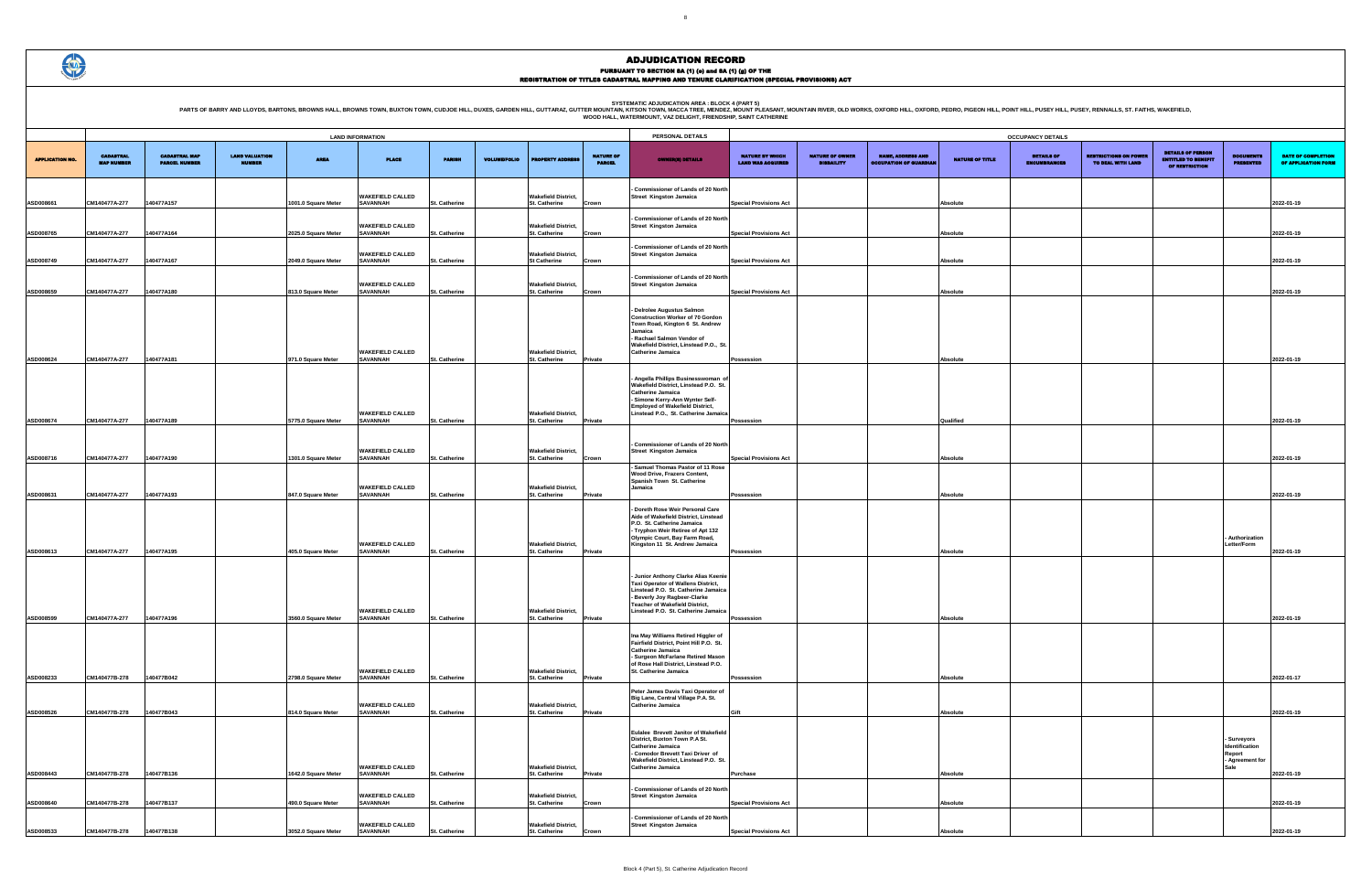# ADJUDICATION RECORD

**PURSUANT TO SECTION 8A (1) (e) and 8A (1) (g) OF THE REGISTRATION OF TITLES CADASTRAL MAPPING AND TENURE CLARIFICATION (SPECIAL PROVISIONS) ACT**

SYSTEMATIC ADJUDICATION AREA : BLOCK 4 (PART 5)

PARTS OF BARRY AND LLOYDS, BARTONS, BROWNS HALL, BROWNS TOWN, BUXTON TOWN, CUDJOE HILL, DUKES, GARDEN HILL, GUTTARAZ, GUTTER MOUNTAIN, KITSON TOWN, MACCA TREE, MENDEZ, MOUNT PLEASANT, MOUNTAIN RIVER, OLD WORKS, OXFORD HILL, OXFORD, PEDRO, PIGEON HILL, POINT HILL, PUSEY HILL, PUSEY, RENNALLS, ST. FAITHS, WAKEFIELD, WOOD HALL, WATERMOUNT, VAZ DELIGHT, FRIENDSHIP, SAINT CATHERINE

| APPLICATION NO. | LAND INFORMATION | | | | | | | | | PERSONAL DETAILS | OCCUPANCY DETAILS | | | | | | | | | |
|---|---|---|---|---|---|---|---|---|---|---|---|---|---|---|---|---|---|---|---|---|
| | CADASTRAL MAP NUMBER | CADASTRAL MAP PARCEL NUMBER | LAND VALUATION NUMBER | AREA | PLACE | PARISH | VOLUME/FOLIO | PROPERTY ADDRESS | NATURE OF PARCEL | OWNER(S) DETAILS | NATURE BY WHICH LAND WAS ACQUIRED | NATURE OF OWNER DISABILITY | NAME, ADDRESS AND OCCUPATION OF GUARDIAN | NATURE OF TITLE | DETAILS OF ENCUMBRANCES | RESTRICTIONS ON POWER TO DEAL WITH LAND | DETAILS OF PERSON ENTITLED TO BENEFIT OF RESTRICTION | DOCUMENTS PRESENTED | DATE OF COMPLETION OF APPLICATION FORM |
| ASD008661 | CM140477A-277 | 140477A157 | | 1001.0 Square Meter | WAKEFIELD CALLED SAVANNAH | St. Catherine | | Wakefield District, St. Catherine | Crown | - Commissioner of Lands of 20 North Street Kingston Jamaica | Special Provisions Act | | | Absolute | | | | | 2022-01-19 |
| ASD008765 | CM140477A-277 | 140477A164 | | 2025.0 Square Meter | WAKEFIELD CALLED SAVANNAH | St. Catherine | | Wakefield District, St. Catherine | Crown | - Commissioner of Lands of 20 North Street Kingston Jamaica | Special Provisions Act | | | Absolute | | | | | 2022-01-19 |
| ASD008749 | CM140477A-277 | 140477A167 | | 2049.0 Square Meter | WAKEFIELD CALLED SAVANNAH | St. Catherine | | Wakefield District, St Catherine | Crown | - Commissioner of Lands of 20 North Street Kingston Jamaica | Special Provisions Act | | | Absolute | | | | | 2022-01-19 |
| ASD008659 | CM140477A-277 | 140477A180 | | 813.0 Square Meter | WAKEFIELD CALLED SAVANNAH | St. Catherine | | Wakefield District, St. Catherine | Crown | - Commissioner of Lands of 20 North Street Kingston Jamaica | Special Provisions Act | | | Absolute | | | | | 2022-01-19 |
| ASD008624 | CM140477A-277 | 140477A181 | | 971.0 Square Meter | WAKEFIELD CALLED SAVANNAH | St. Catherine | | Wakefield District, St. Catherine | Private | - Delrolee Augustus Salmon Construction Worker of 70 Gordon Town Road, Kington 6 St. Andrew Jamaica<br>- Rachael Salmon Vendor of Wakefield District, Linstead P.O., St. Catherine Jamaica | Possession | | | Absolute | | | | | 2022-01-19 |
| ASD008674 | CM140477A-277 | 140477A189 | | 5775.0 Square Meter | WAKEFIELD CALLED SAVANNAH | St. Catherine | | Wakefield District, St. Catherine | Private | - Angella Phillips Businesswoman of Wakefield District, Linstead P.O. St. Catherine Jamaica<br>- Simone Kerry-Ann Wynter Self-Employed of Wakefield District, Linstead P.O., St. Catherine Jamaica | Possession | | | Qualified | | | | | 2022-01-19 |
| ASD008716 | CM140477A-277 | 140477A190 | | 1301.0 Square Meter | WAKEFIELD CALLED SAVANNAH | St. Catherine | | Wakefield District, St. Catherine | Crown | - Commissioner of Lands of 20 North Street Kingston Jamaica | Special Provisions Act | | | Absolute | | | | | 2022-01-19 |
| ASD008631 | CM140477A-277 | 140477A193 | | 847.0 Square Meter | WAKEFIELD CALLED SAVANNAH | St. Catherine | | Wakefield District, St. Catherine | Private | - Samuel Thomas Pastor of 11 Rose Wood Drive, Frazers Content, Spanish Town St. Catherine Jamaica | Possession | | | Absolute | | | | | 2022-01-19 |
| ASD008613 | CM140477A-277 | 140477A195 | | 405.0 Square Meter | WAKEFIELD CALLED SAVANNAH | St. Catherine | | Wakefield District, St. Catherine | Private | - Doreth Rose Weir Personal Care Aide of Wakefield District, Linstead P.O. St. Catherine Jamaica<br>- Tryphon Weir Retiree of Apt 132 Olympic Court, Bay Farm Road, Kingston 11 St. Andrew Jamaica | Possession | | | Absolute | | | | - Authorization Letter/Form | 2022-01-19 |
| ASD008599 | CM140477A-277 | 140477A196 | | 3560.0 Square Meter | WAKEFIELD CALLED SAVANNAH | St. Catherine | | Wakefield District, St. Catherine | Private | - Junior Anthony Clarke Alias Keenie Taxi Operator of Wallens District, Linstead P.O. St. Catherine Jamaica<br>- Beverly Joy Ragbeer-Clarke Teacher of Wakefield District, Linstead P.O. St. Catherine Jamaica | Possession | | | Absolute | | | | | 2022-01-19 |
| ASD008233 | CM140477B-278 | 140477B042 | | 2798.0 Square Meter | WAKEFIELD CALLED SAVANNAH | St. Catherine | | Wakefield District, St. Catherine | Private | Ina May Williams Retired Higgler of Fairfield District, Point Hill P.O. St. Catherine Jamaica<br>- Surgeon McFarlane Retired Mason of Rose Hall District, Linstead P.O. St. Catherine Jamaica | Possession | | | Absolute | | | | | 2022-01-17 |
| ASD008526 | CM140477B-278 | 140477B043 | | 814.0 Square Meter | WAKEFIELD CALLED SAVANNAH | St. Catherine | | Wakefield District, St. Catherine | Private | Peter James Davis Taxi Operator of Big Lane, Central Village P.A. St. Catherine Jamaica | Gift | | | Absolute | | | | | 2022-01-19 |
| ASD008443 | CM140477B-278 | 140477B136 | | 1642.0 Square Meter | WAKEFIELD CALLED SAVANNAH | St. Catherine | | Wakefield District, St. Catherine | Private | Eulalee Brevett Janitor of Wakefield District, Buxton Town P.A St. Catherine Jamaica<br>- Comodor Brevett Taxi Driver of Wakefield District, Linstead P.O. St. Catherine Jamaica | Purchase | | | Absolute | | | | - Surveyors Identification Report<br>- Agreement for Sale | 2022-01-19 |
| ASD008640 | CM140477B-278 | 140477B137 | | 490.0 Square Meter | WAKEFIELD CALLED SAVANNAH | St. Catherine | | Wakefield District, St. Catherine | Crown | - Commissioner of Lands of 20 North Street Kingston Jamaica | Special Provisions Act | | | Absolute | | | | | 2022-01-19 |
| ASD008533 | CM140477B-278 | 140477B138 | | 3052.0 Square Meter | WAKEFIELD CALLED SAVANNAH | St. Catherine | | Wakefield District, St. Catherine | Crown | - Commissioner of Lands of 20 North Street Kingston Jamaica | Special Provisions Act | | | Absolute | | | | | 2022-01-19 |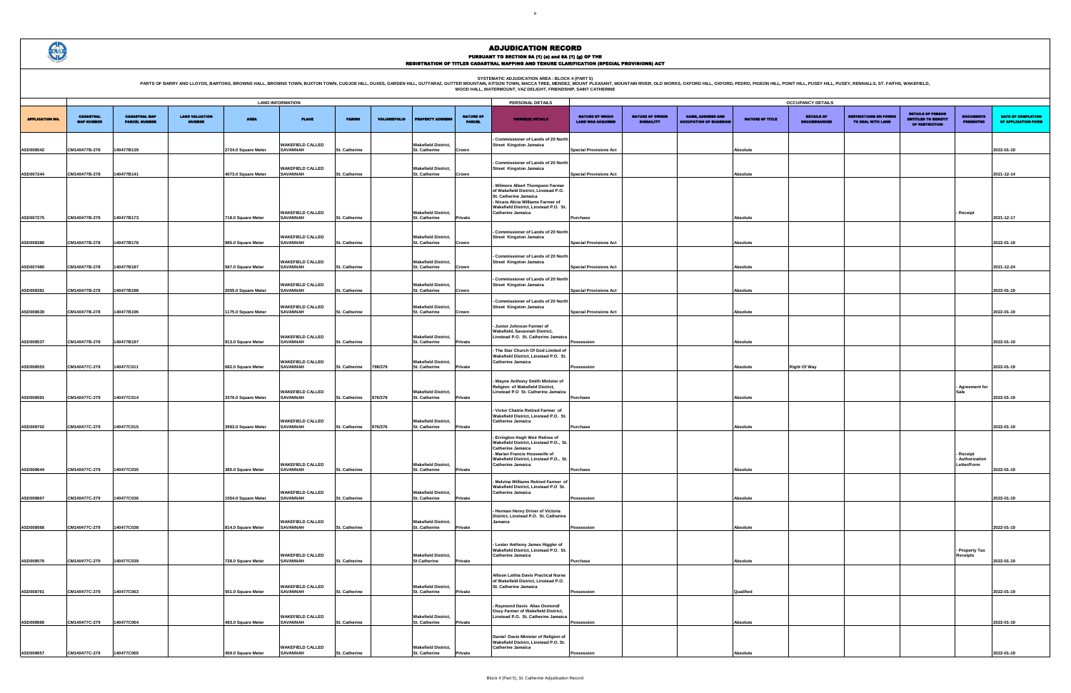# ADJUDICATION RECORD

PURSUANT TO SECTION 8A (1) (e) and 8A (1) (g) OF THE

REGISTRATION OF TITLES CADASTRAL MAPPING AND TENURE CLARIFICATION (SPECIAL PROVISIONS) ACT

SYSTEMATIC ADJUDICATION AREA : BLOCK 4 (PART 5)

PARTS OF BARRY AND LLOYDS, BARTONS, BROWNS HALL, BROWNS TOWN, BUXTON TOWN, CUDJOE HILL, DUXES, GARDEN HILL, GUTTARAZ, GUTTER MOUNTAIN, KITSON TOWN, MACCA TREE, MENDEZ, MOUNT PLEASANT, MOUNTAIN RIVER, OLD WORKS, OXFORD HILL, OXFORD, PEDRO, PIGEON HILL, POINT HILL, PUSEY HILL, PUSEY, RENNALLS, ST. FAITHS, WAKEFIELD, WOOD HALL, WATERMOUNT, VAZ DELIGHT, FRIENDSHIP, SAINT CATHERINE

| APPLICATION NO. | LAND INFORMATION | | | | | | | | | PERSONAL DETAILS | OCCUPANCY DETAILS | | | | | | | | | |
|---|---|---|---|---|---|---|---|---|---|---|---|---|---|---|---|---|---|---|---|---|
| | CADASTRAL MAP NUMBER | CADASTRAL MAP PARCEL NUMBER | LAND VALUATION NUMBER | AREA | PLACE | PARISH | VOLUME/FOLIO | PROPERTY ADDRESS | NATURE OF PARCEL | OWNER(S) DETAILS | NATURE BY WHICH LAND WAS ACQUIRED | NATURE OF OWNER DISABILITY | NAME, ADDRESS AND OCCUPATION OF GUARDIAN | NATURE OF TITLE | DETAILS OF ENCUMBRANCES | RESTRICTIONS ON POWER TO DEAL WITH LAND | DETAILS OF PERSON ENTITLED TO BENEFIT OF RESTRICTION | DOCUMENTS PRESENTED | DATE OF COMPLETION OF APPLICATION FORM |
| ASD008542 | CM140477B-278 | 140477B139 | | 2724.0 Square Meter | WAKEFIELD CALLED SAVANNAH | St. Catherine | | Wakefield District, St. Catherine | Crown | - Commissioner of Lands of 20 North Street Kingston Jamaica | Special Provisions Act | | | Absolute | | | | | 2022-01-19 |
| ASD007244 | CM140477B-278 | 140477B141 | | 4073.0 Square Meter | WAKEFIELD CALLED SAVANNAH | St. Catherine | | Wakefield District, St. Catherine | Crown | - Commissioner of Lands of 20 North Street Kingston Jamaica | Special Provisions Act | | | Absolute | | | | | 2021-12-14 |
| ASD007275 | CM140477B-278 | 140477B173 | | 718.0 Square Meter | WAKEFIELD CALLED SAVANNAH | St. Catherine | | Wakefield District, St. Catherine | Private | - Wilmore Albert Thompson Farmer of Wakefield District, Linstead P.O. St. Catherine Jamaica<br>- Nicara Alicia Williams Farmer of Wakefield District, Linstead P.O. St. Catherine Jamaica | Purchase | | | Absolute | | | | - Receipt | 2021-12-17 |
| ASD008380 | CM140477B-278 | 140477B178 | | 985.0 Square Meter | WAKEFIELD CALLED SAVANNAH | St. Catherine | | Wakefield District, St. Catherine | Crown | - Commissioner of Lands of 20 North Street Kingston Jamaica | Special Provisions Act | | | Absolute | | | | | 2022-01-19 |
| ASD007480 | CM140477B-278 | 140477B187 | | 587.0 Square Meter | WAKEFIELD CALLED SAVANNAH | St. Catherine | | Wakefield District, St. Catherine | Crown | - Commissioner of Lands of 20 North Street Kingston Jamaica | Special Provisions Act | | | Absolute | | | | | 2021-12-24 |
| ASD008361 | CM140477B-278 | 140477B188 | | 2055.0 Square Meter | WAKEFIELD CALLED SAVANNAH | St. Catherine | | Wakefield District, St. Catherine | Crown | - Commissioner of Lands of 20 North Street Kingston Jamaica | Special Provisions Act | | | Absolute | | | | | 2022-01-19 |
| ASD008639 | CM140477B-278 | 140477B196 | | 1175.0 Square Meter | WAKEFIELD CALLED SAVANNAH | St. Catherine | | Wakefield District, St. Catherine | Crown | - Commissioner of Lands of 20 North Street Kingston Jamaica | Special Provisions Act | | | Absolute | | | | | 2022-01-19 |
| ASD008537 | CM140477B-278 | 140477B197 | | 913.0 Square Meter | WAKEFIELD CALLED SAVANNAH | St. Catherine | | Wakefield District, St. Catherine | Private | - Junior Johnson Farmer of Wakefield, Savannah District, Linstead P.O. St. Catherine Jamaica | Possession | | | Absolute | | | | | 2022-01-19 |
| ASD008553 | CM140477C-279 | 140477C011 | | 682.0 Square Meter | WAKEFIELD CALLED SAVANNAH | St. Catherine | 798/379 | Wakefield District, St. Catherine | Private | - The Star Church Of God Limited of Wakefield District, Linstead P.O. St. Catherine Jamaica | Possession | | | Absolute | Right Of Way | | | | 2022-01-19 |
| ASD008591 | CM140477C-279 | 140477C014 | | 3376.0 Square Meter | WAKEFIELD CALLED SAVANNAH | St. Catherine | 976/379 | Wakefield District, St. Catherine | Private | - Wayne Anthony Smith Minister of Religion of Wakefield District, Linstead P.O St. Catherine Jamaica | Purchase | | | Absolute | | | | - Agreement for Sale | 2022-01-19 |
| ASD008702 | CM140477C-279 | 140477C015 | | 3993.0 Square Meter | WAKEFIELD CALLED SAVANNAH | St. Catherine | 976/376 | Wakefield District, St. Catherine | Private | - Victor Chatrie Retired Farmer of Wakefield District, Linstead P.O. St. Catherine Jamaica | Purchase | | | Absolute | | | | | 2022-01-19 |
| ASD008644 | CM140477C-279 | 140477C035 | | 385.0 Square Meter | WAKEFIELD CALLED SAVANNAH | St. Catherine | | Wakefield District, St. Catherine | Private | - Errington Hugh Weir Retiree of Wakefield District, Linstead P.O., St. Catherine Jamaica<br>- Marian Francis Housewife of Wakefield District, Linstead P.O., St. Catherine Jamaica | Purchase | | | Absolute | | | | - Receipt<br>- Authorization Letter/Form | 2022-01-19 |
| ASD008667 | CM140477C-279 | 140477C036 | | 1554.0 Square Meter | WAKEFIELD CALLED SAVANNAH | St. Catherine | | Wakefield District, St. Catherine | Private | - Melvina Williams Retired Farmer of Wakefield District, Linstead P.O St. Catherine Jamaica | Possession | | | Absolute | | | | | 2022-01-19 |
| ASD008566 | CM140477C-279 | 140477C038 | | 814.0 Square Meter | WAKEFIELD CALLED SAVANNAH | St. Catherine | | Wakefield District, St. Catherine | Private | - Herman Henry Driver of Victoria District, Linstead P.O. St. Catherine Jamaica | Possession | | | Absolute | | | | | 2022-01-19 |
| ASD008576 | CM140477C-279 | 140477C039 | | 728.0 Square Meter | WAKEFIELD CALLED SAVANNAH | St. Catherine | | Wakefield District, St Catherine | Private | - Lester Anthony James Higgler of Wakefield District, Linstead P.O. St. Catherine Jamaica | Purchase | | | Absolute | | | | - Property Tax Receipts | 2022-01-19 |
| ASD008761 | CM140477C-279 | 140477C063 | | 551.0 Square Meter | WAKEFIELD CALLED SAVANNAH | St. Catherine | | Wakefield District, St. Catherine | Private | Allison Lathia Davis Practical Nurse of Wakefield District, Linstead P.O. St. Catherine Jamaica | Possession | | | Qualified | | | | | 2022-01-19 |
| ASD008666 | CM140477C-279 | 140477C064 | | 493.0 Square Meter | WAKEFIELD CALLED SAVANNAH | St. Catherine | | Wakefield District, St. Catherine | Private | - Raymond Davis Alias Osmond/ Ossy Farmer of Wakefield District, Linstead P.O. St. Catherine Jamaica | Possession | | | Absolute | | | | | 2022-01-19 |
| ASD008657 | CM140477C-279 | 140477C065 | | 459.0 Square Meter | WAKEFIELD CALLED SAVANNAH | St. Catherine | | Wakefield District, St. Catherine | Private | Daniel Davis Minister of Religion of Wakefield District, Linstead P.O. St. Catherine Jamaica | Possession | | | Absolute | | | | | 2022-01-19 |

Block 4 (Part 5), St. Catherine Adjudication Record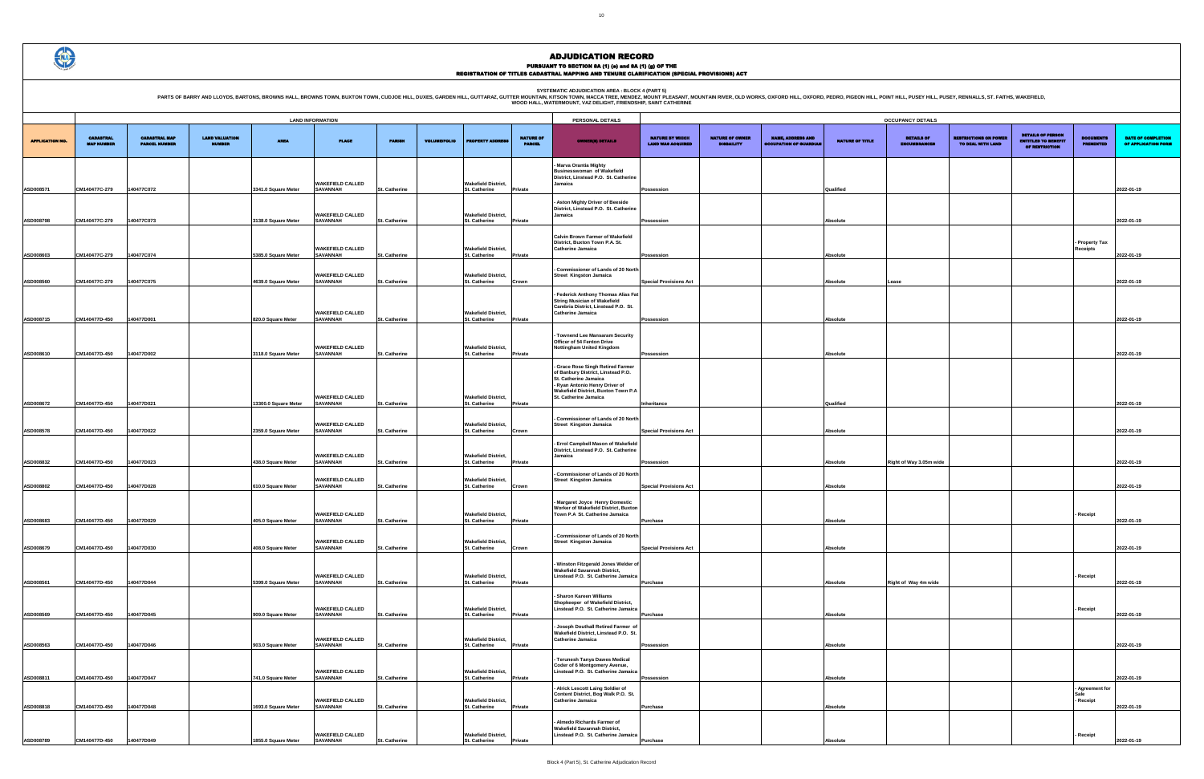# ADJUDICATION RECORD

## PURSUANT TO SECTION 8A (1) (a) and 8A (1) (g) OF THE REGISTRATION OF TITLES CADASTRAL MAPPING AND TENURE CLARIFICATION (SPECIAL PROVISIONS) ACT

**SYSTEMATIC ADJUDICATION AREA : BLOCK 4 (PART 5)**

PARTS OF BARRY AND LLOYDS, BARTONS, BROWNS HALL, BROWNS TOWN, BUXTON TOWN, CUDJOE HILL, DUXES, GARDEN HILL, GUTTARAZ, GUTTER MOUNTAIN, KITSON TOWN, MACCA TREE, MENDEZ, MOUNT PLEASANT, MOUNTAIN RIVER, OLD WORKS, OXFORD HILL, OXFORD, PEDRO, PIGEON HILL, POINT HILL, PUSEY HILL, PUSEY, RENNALLS, ST. FAITHS, WAKEFIELD, WOOD HALL, WATERMOUNT, VAZ DELIGHT, FRIENDSHIP, SAINT CATHERINE

| APPLICATION NO. | LAND INFORMATION | | | | | | | | | PERSONAL DETAILS | OCCUPANCY DETAILS | | | | | | | | |
|---|---|---|---|---|---|---|---|---|---|---|---|---|---|---|---|---|---|---|---|
| | CADASTRAL MAP NUMBER | CADASTRAL MAP PARCEL NUMBER | LAND VALUATION NUMBER | AREA | PLACE | PARISH | VOLUME/FOLIO | PROPERTY ADDRESS | NATURE OF PARCEL | OWNER(S) DETAILS | NATURE BY WHICH LAND WAS ACQUIRED | NATURE OF OWNER DISBAILITY | NAME, ADDRESS AND OCCUPATION OF GUARDIAN | NATURE OF TITLE | DETAILS OF ENCUMBRANCES | RESTRICTIONS ON POWER TO DEAL WITH LAND | DETAILS OF PERSON ENTITLED TO BENEFIT OF RESTRICTION | DOCUMENTS PRESENTED | DATE OF COMPLETION OF APPLICATION FORM |
| ASD008571 | CM140477C-279 | 140477C072 | | 3341.0 Square Meter | WAKEFIELD CALLED SAVANNAH | St. Catherine | | Wakefield District, St. Catherine | Private | - Marva Orantia Mighty Businesswoman of Wakefield District, Linstead P.O. St. Catherine Jamaica | Possession | | | Qualified | | | | | 2022-01-19 |
| ASD008798 | CM140477C-279 | 140477C073 | | 3138.0 Square Meter | WAKEFIELD CALLED SAVANNAH | St. Catherine | | Wakefield District, St. Catherine | Private | - Aston Mighty Driver of Beeside District, Linstead P.O. St. Catherine Jamaica | Possession | | | Absolute | | | | | 2022-01-19 |
| ASD008603 | CM140477C-279 | 140477C074 | | 5385.0 Square Meter | WAKEFIELD CALLED SAVANNAH | St. Catherine | | Wakefield District, St. Catherine | Private | Calvin Brown Farmer of Wakefield District, Buxton Town P.A St. Catherine Jamaica | Possession | | | Absolute | | | | - Property Tax Receipts | 2022-01-19 |
| ASD008560 | CM140477C-279 | 140477C075 | | 4639.0 Square Meter | WAKEFIELD CALLED SAVANNAH | St. Catherine | | Wakefield District, St. Catherine | Crown | - Commissioner of Lands of 20 North Street Kingston Jamaica | Special Provisions Act | | | Absolute | Lease | | | | 2022-01-19 |
| ASD008715 | CM140477D-450 | 140477D001 | | 820.0 Square Meter | WAKEFIELD CALLED SAVANNAH | St. Catherine | | Wakefield District, St. Catherine | Private | - Federick Anthony Thomas Alias Fat String Musician of Wakefield Cambria District, Linstead P.O. St. Catherine Jamaica | Possession | | | Absolute | | | | | 2022-01-19 |
| ASD008610 | CM140477D-450 | 140477D002 | | 3118.0 Square Meter | WAKEFIELD CALLED SAVANNAH | St. Catherine | | Wakefield District, St. Catherine | Private | - Townend Lee Mensaram Security Officer of 54 Fenton Drive Nottingham United Kingdom | Possession | | | Absolute | | | | | 2022-01-19 |
| ASD008672 | CM140477D-450 | 140477D021 | | 13300.0 Square Meter | WAKEFIELD CALLED SAVANNAH | St. Catherine | | Wakefield District, St. Catherine | Private | - Grace Rose Singh Retired Farmer of Banbury District, Linstead P.O. St. Catherine Jamaica<br>- Ryan Antonio Henry Driver of Wakefield District, Buxton Town P.A St. Catherine Jamaica | Inheritance | | | Qualified | | | | | 2022-01-19 |
| ASD008578 | CM140477D-450 | 140477D022 | | 2359.0 Square Meter | WAKEFIELD CALLED SAVANNAH | St. Catherine | | Wakefield District, St. Catherine | Crown | - Commissioner of Lands of 20 North Street Kingston Jamaica | Special Provisions Act | | | Absolute | | | | | 2022-01-19 |
| ASD008832 | CM140477D-450 | 140477D023 | | 438.0 Square Meter | WAKEFIELD CALLED SAVANNAH | St. Catherine | | Wakefield District, St. Catherine | Private | - Errol Campbell Mason of Wakefield District, Linstead P.O. St. Catherine Jamaica | Possession | | | Absolute | Right of Way 3.05m wide | | | | 2022-01-19 |
| ASD008802 | CM140477D-450 | 140477D028 | | 610.0 Square Meter | WAKEFIELD CALLED SAVANNAH | St. Catherine | | Wakefield District, St. Catherine | Crown | - Commissioner of Lands of 20 North Street Kingston Jamaica | Special Provisions Act | | | Absolute | | | | | 2022-01-19 |
| ASD008683 | CM140477D-450 | 140477D029 | | 405.0 Square Meter | WAKEFIELD CALLED SAVANNAH | St. Catherine | | Wakefield District, St. Catherine | Private | - Margaret Joyce Henry Domestic Worker of Wakefield District, Buxton Town P.A St. Catherine Jamaica | Purchase | | | Absolute | | | | - Receipt | 2022-01-19 |
| ASD008679 | CM140477D-450 | 140477D030 | | 408.0 Square Meter | WAKEFIELD CALLED SAVANNAH | St. Catherine | | Wakefield District, St. Catherine | Crown | - Commissioner of Lands of 20 North Street Kingston Jamaica | Special Provisions Act | | | Absolute | | | | | 2022-01-19 |
| ASD008561 | CM140477D-450 | 140477D044 | | 5399.0 Square Meter | WAKEFIELD CALLED SAVANNAH | St. Catherine | | Wakefield District, St. Catherine | Private | - Winston Fitzgerald Jones Welder of Wakefield Savannah District, Linstead P.O. St. Catherine Jamaica | Purchase | | | Absolute | Right of Way 4m wide | | | - Receipt | 2022-01-19 |
| ASD008569 | CM140477D-450 | 140477D045 | | 909.0 Square Meter | WAKEFIELD CALLED SAVANNAH | St. Catherine | | Wakefield District, St. Catherine | Private | - Sharon Kareen Williams Shopkeeper of Wakefield District, Linstead P.O. St. Catherine Jamaica | Purchase | | | Absolute | | | | - Receipt | 2022-01-19 |
| ASD008563 | CM140477D-450 | 140477D046 | | 903.0 Square Meter | WAKEFIELD CALLED SAVANNAH | St. Catherine | | Wakefield District, St. Catherine | Private | - Joseph Douthall Retired Farmer of Wakefield District, Linstead P.O. St. Catherine Jamaica | Possession | | | Absolute | | | | | 2022-01-19 |
| ASD008811 | CM140477D-450 | 140477D047 | | 741.0 Square Meter | WAKEFIELD CALLED SAVANNAH | St. Catherine | | Wakefield District, St. Catherine | Private | - Terunesh Tanya Dawes Medical Coder of 6 Montgomery Avenue, Linstead P.O. St. Catherine Jamaica | Possession | | | Absolute | | | | | 2022-01-19 |
| ASD008818 | CM140477D-450 | 140477D048 | | 1693.0 Square Meter | WAKEFIELD CALLED SAVANNAH | St. Catherine | | Wakefield District, St. Catherine | Private | - Alrick Lescott Laing Soldier of Content District, Bog Walk P.O. St. Catherine Jamaica | Purchase | | | Absolute | | | | - Agreement for Sale<br>- Receipt | 2022-01-19 |
| ASD008789 | CM140477D-450 | 140477D049 | | 1855.0 Square Meter | WAKEFIELD CALLED SAVANNAH | St. Catherine | | Wakefield District, St. Catherine | Private | - Almedo Richards Farmer of Wakefield Savannah District, Linstead P.O. St. Catherine Jamaica | Purchase | | | Absolute | | | | - Receipt | 2022-01-19 |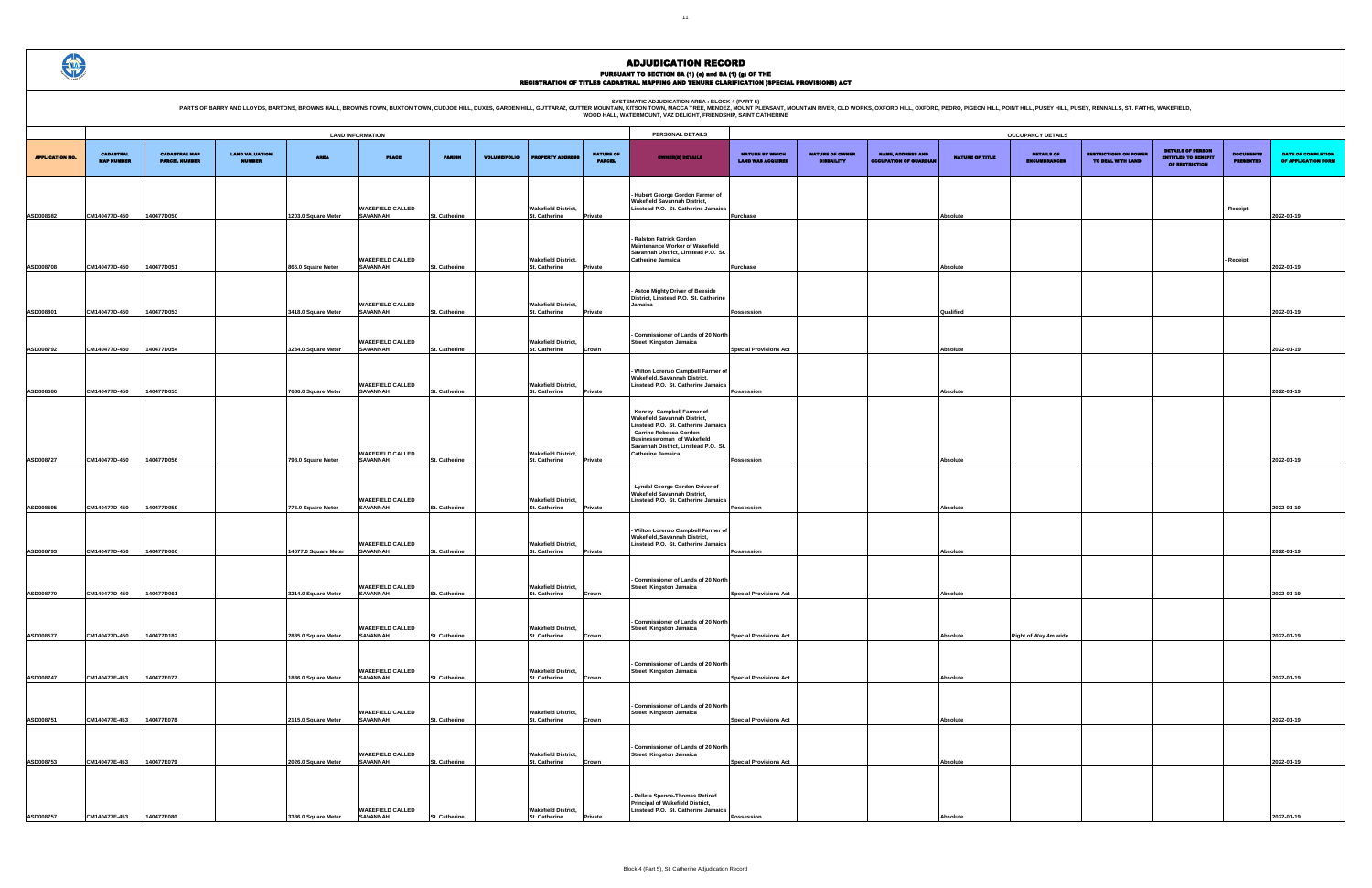# ADJUDICATION RECORD

PURSUANT TO SECTION 8A (1) (e) and 8A (1) (g) OF THE
REGISTRATION OF TITLES CADASTRAL MAPPING AND TENURE CLARIFICATION (SPECIAL PROVISIONS) ACT

SYSTEMATIC ADJUDICATION AREA : BLOCK 4 (PART 5)
PARTS OF BARRY AND LLOYDS, BARTONS, BROWNS HALL, BROWNS TOWN, BUXTON TOWN, CUDJOE HILL, DUXES, GARDEN HILL, GUTTARAZ, GUTTER MOUNTAIN, KITSON TOWN, MACCA TREE, MENDEZ, MOUNT PLEASANT, MOUNTAIN RIVER, OLD WORKS, OXFORD HILL, OXFORD, PEDRO, PIGEON HILL, POINT HILL, PUSEY HILL, PUSEY, RENNALLS, ST. FAITHS, WAKEFIELD, WOOD HALL, WATERMOUNT, VAZ DELIGHT, FRIENDSHIP, SAINT CATHERINE

| | LAND INFORMATION | | | | | | | | | PERSONAL DETAILS | OCCUPANCY DETAILS | | | | | | | | |
|---|---|---|---|---|---|---|---|---|---|---|---|---|---|---|---|---|---|---|---|
| APPLICATION NO. | CADASTRAL MAP NUMBER | CADASTRAL MAP PARCEL NUMBER | LAND VALUATION NUMBER | AREA | PLACE | PARISH | VOLUME/FOLIO | PROPERTY ADDRESS | NATURE OF PARCEL | OWNER(S) DETAILS | NATURE BY WHICH LAND WAS ACQUIRED | NATURE OF OWNER DISABILITY | NAME, ADDRESS AND OCCUPATION OF GUARDIAN | NATURE OF TITLE | DETAILS OF ENCUMBRANCES | RESTRICTIONS ON POWER TO DEAL WITH LAND | DETAILS OF PERSON ENTITLED TO BENEFIT OF RESTRICTION | DOCUMENTS PRESENTED | DATE OF COMPLETION OF APPLICATION FORM |
| ASD008682 | CM140477D-450 | 140477D050 | | 1203.0 Square Meter | WAKEFIELD CALLED SAVANNAH | St. Catherine | | Wakefield District, St. Catherine | Private | - Hubert George Gordon Farmer of Wakefield Savannah District, Linstead P.O. St. Catherine Jamaica | Purchase | | | Absolute | | | | - Receipt | 2022-01-19 |
| ASD008708 | CM140477D-450 | 140477D051 | | 866.0 Square Meter | WAKEFIELD CALLED SAVANNAH | St. Catherine | | Wakefield District, St. Catherine | Private | - Ralston Patrick Gordon Maintenance Worker of Wakefield Savannah District, Linstead P.O. St. Catherine Jamaica | Purchase | | | Absolute | | | | - Receipt | 2022-01-19 |
| ASD008801 | CM140477D-450 | 140477D053 | | 3418.0 Square Meter | WAKEFIELD CALLED SAVANNAH | St. Catherine | | Wakefield District, St. Catherine | Private | - Aston Mighty Driver of Beeside District, Linstead P.O. St. Catherine Jamaica | Possession | | | Qualified | | | | | 2022-01-19 |
| ASD008792 | CM140477D-450 | 140477D054 | | 3234.0 Square Meter | WAKEFIELD CALLED SAVANNAH | St. Catherine | | Wakefield District, St. Catherine | Crown | - Commissioner of Lands of 20 North Street Kingston Jamaica | Special Provisions Act | | | Absolute | | | | | 2022-01-19 |
| ASD008686 | CM140477D-450 | 140477D055 | | 7686.0 Square Meter | WAKEFIELD CALLED SAVANNAH | St. Catherine | | Wakefield District, St. Catherine | Private | - Wilton Lorenzo Campbell Farmer of Wakefield, Savannah District, Linstead P.O. St. Catherine Jamaica | Possession | | | Absolute | | | | | 2022-01-19 |
| ASD008727 | CM140477D-450 | 140477D056 | | 798.0 Square Meter | WAKEFIELD CALLED SAVANNAH | St. Catherine | | Wakefield District, St. Catherine | Private | - Kenroy Campbell Farmer of Wakefield Savannah District, Linstead P.O. St. Catherine Jamaica - Carrine Rebecca Gordon Businesswoman of Wakefield Savannah District, Linstead P.O. St. Catherine Jamaica | Possession | | | Absolute | | | | | 2022-01-19 |
| ASD008595 | CM140477D-450 | 140477D059 | | 776.0 Square Meter | WAKEFIELD CALLED SAVANNAH | St. Catherine | | Wakefield District, St. Catherine | Private | - Lyndal George Gordon Driver of Wakefield Savannah District, Linstead P.O. St. Catherine Jamaica | Possession | | | Absolute | | | | | 2022-01-19 |
| ASD008793 | CM140477D-450 | 140477D060 | | 14677.0 Square Meter | WAKEFIELD CALLED SAVANNAH | St. Catherine | | Wakefield District, St. Catherine | Private | - Wilton Lorenzo Campbell Farmer of Wakefield, Savannah District, Linstead P.O. St. Catherine Jamaica | Possession | | | Absolute | | | | | 2022-01-19 |
| ASD008770 | CM140477D-450 | 140477D061 | | 3214.0 Square Meter | WAKEFIELD CALLED SAVANNAH | St. Catherine | | Wakefield District, St. Catherine | Crown | - Commissioner of Lands of 20 North Street Kingston Jamaica | Special Provisions Act | | | Absolute | | | | | 2022-01-19 |
| ASD008577 | CM140477D-450 | 140477D182 | | 2885.0 Square Meter | WAKEFIELD CALLED SAVANNAH | St. Catherine | | Wakefield District, St. Catherine | Crown | - Commissioner of Lands of 20 North Street Kingston Jamaica | Special Provisions Act | | | Absolute | Right of Way 4m wide | | | | 2022-01-19 |
| ASD008747 | CM140477E-453 | 140477E077 | | 1836.0 Square Meter | WAKEFIELD CALLED SAVANNAH | St. Catherine | | Wakefield District, St. Catherine | Crown | - Commissioner of Lands of 20 North Street Kingston Jamaica | Special Provisions Act | | | Absolute | | | | | 2022-01-19 |
| ASD008751 | CM140477E-453 | 140477E078 | | 2115.0 Square Meter | WAKEFIELD CALLED SAVANNAH | St. Catherine | | Wakefield District, St. Catherine | Crown | - Commissioner of Lands of 20 North Street Kingston Jamaica | Special Provisions Act | | | Absolute | | | | | 2022-01-19 |
| ASD008753 | CM140477E-453 | 140477E079 | | 2026.0 Square Meter | WAKEFIELD CALLED SAVANNAH | St. Catherine | | Wakefield District, St. Catherine | Crown | - Commissioner of Lands of 20 North Street Kingston Jamaica | Special Provisions Act | | | Absolute | | | | | 2022-01-19 |
| ASD008757 | CM140477E-453 | 140477E080 | | 3386.0 Square Meter | WAKEFIELD CALLED SAVANNAH | St. Catherine | | Wakefield District, St. Catherine | Private | - Pelleta Spence-Thomas Retired Principal of Wakefield District, Linstead P.O. St. Catherine Jamaica | Possession | | | Absolute | | | | | 2022-01-19 |

Block 4 (Part 5), St. Catherine Adjudication Record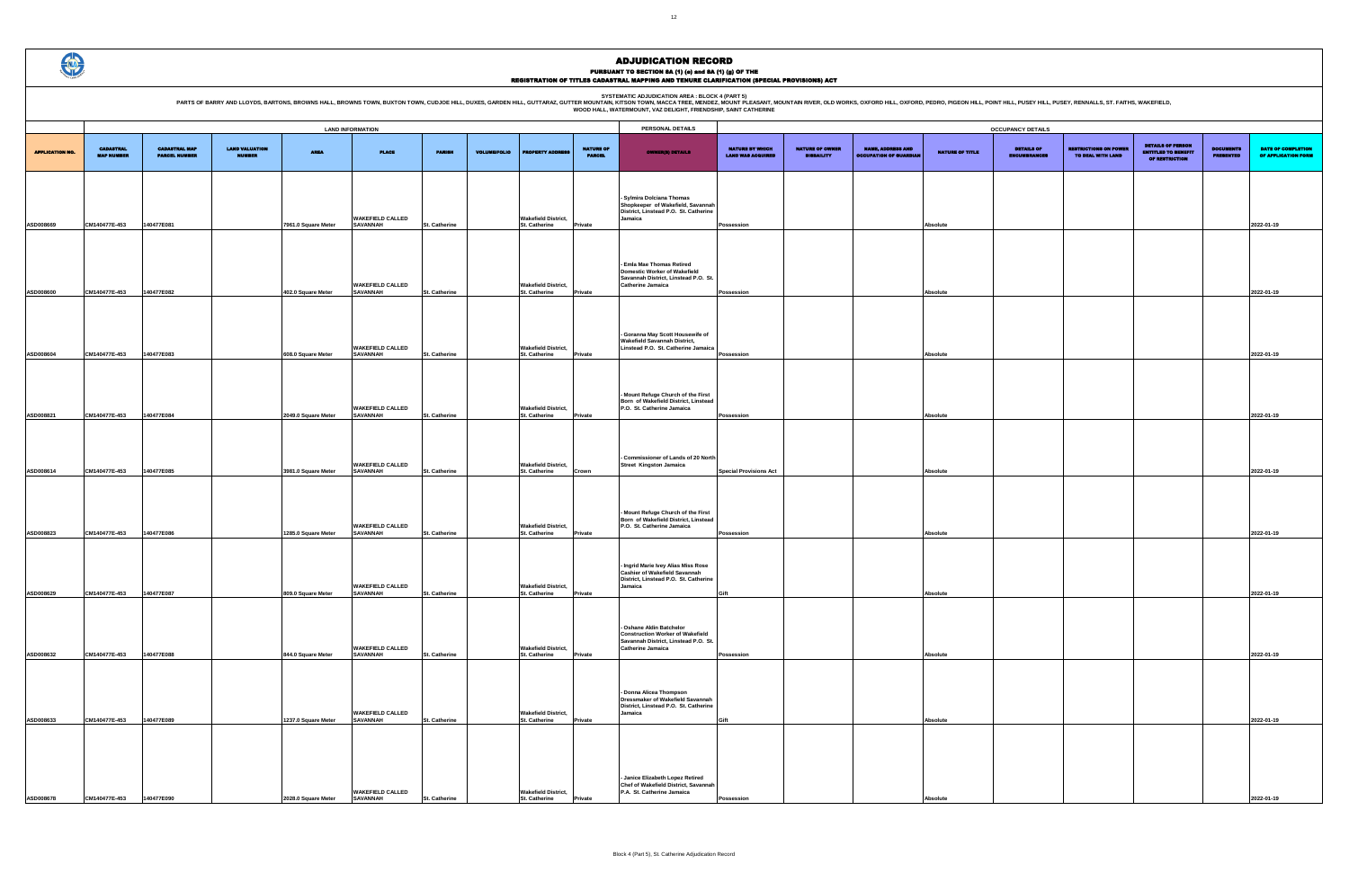# ADJUDICATION RECORD

PURSUANT TO SECTION 8A (1) (e) and 8A (1) (g) OF THE

REGISTRATION OF TITLES CADASTRAL MAPPING AND TENURE CLARIFICATION (SPECIAL PROVISIONS) ACT

SYSTEMATIC ADJUDICATION AREA : BLOCK 4 (PART 5)

PARTS OF BARRY AND LLOYDS, BARTONS, BROWNS HALL, BROWNS TOWN, BUXTON TOWN, CUDJOE HILL, DUXES, GARDEN HILL, GUTTARAZ, GUTTER MOUNTAIN, KITSON TOWN, MACCA TREE, MENDEZ, MOUNT PLEASANT, MOUNTAIN RIVER, OLD WORKS, OXFORD HILL, OXFORD, PEDRO, PIGEON HILL, POINT HILL, PUSEY HILL, PUSEY, RENNALLS, ST. FAITHS, WAKEFIELD, WOOD HALL, WATERMOUNT, VAZ DELIGHT, FRIENDSHIP, SAINT CATHERINE

| | LAND INFORMATION | | | | | | | | | PERSONAL DETAILS | OCCUPANCY DETAILS | | | | | | | | |
|---|---|---|---|---|---|---|---|---|---|---|---|---|---|---|---|---|---|---|---|
| APPLICATION NO. | CADASTRAL MAP NUMBER | CADASTRAL MAP PARCEL NUMBER | LAND VALUATION NUMBER | AREA | PLACE | PARISH | VOLUME/FOLIO | PROPERTY ADDRESS | NATURE OF PARCEL | OWNER(S) DETAILS | NATURE BY WHICH LAND WAS ACQUIRED | NATURE OF OWNER DISABILITY | NAME, ADDRESS AND OCCUPATION OF GUARDIAN | NATURE OF TITLE | DETAILS OF ENCUMBRANCES | RESTRICTIONS ON POWER TO DEAL WITH LAND | DETAILS OF PERSON ENTITLED TO BENEFIT OF RESTRICTION | DOCUMENTS PRESENTED | DATE OF COMPLETION OF APPLICATION FORM |
| ASD008669 | CM140477E-453 | 140477E081 | | 7961.0 Square Meter | WAKEFIELD CALLED SAVANNAH | St. Catherine | | Wakefield District, St. Catherine | Private | - Sylmira Dolciana Thomas Shopkeeper of Wakefield, Savannah District, Linstead P.O. St. Catherine Jamaica | Possession | | | Absolute | | | | | 2022-01-19 |
| ASD008600 | CM140477E-453 | 140477E082 | | 402.0 Square Meter | WAKEFIELD CALLED SAVANNAH | St. Catherine | | Wakefield District, St. Catherine | Private | - Enla Mae Thomas Retired Domestic Worker of Wakefield Savannah District, Linstead P.O. St. Catherine Jamaica | Possession | | | Absolute | | | | | 2022-01-19 |
| ASD008604 | CM140477E-453 | 140477E083 | | 608.0 Square Meter | WAKEFIELD CALLED SAVANNAH | St. Catherine | | Wakefield District, St. Catherine | Private | - Goranna May Scott Housewife of Wakefield Savannah District, Linstead P.O. St. Catherine Jamaica | Possession | | | Absolute | | | | | 2022-01-19 |
| ASD008821 | CM140477E-453 | 140477E084 | | 2049.0 Square Meter | WAKEFIELD CALLED SAVANNAH | St. Catherine | | Wakefield District, St. Catherine | Private | - Mount Refuge Church of the First Born of Wakefield District, Linstead P.O. St. Catherine Jamaica | Possession | | | Absolute | | | | | 2022-01-19 |
| ASD008614 | CM140477E-453 | 140477E085 | | 3981.0 Square Meter | WAKEFIELD CALLED SAVANNAH | St. Catherine | | Wakefield District, St. Catherine | Crown | - Commissioner of Lands of 20 North Street Kingston Jamaica | Special Provisions Act | | | Absolute | | | | | 2022-01-19 |
| ASD008823 | CM140477E-453 | 140477E086 | | 1285.0 Square Meter | WAKEFIELD CALLED SAVANNAH | St. Catherine | | Wakefield District, St. Catherine | Private | - Mount Refuge Church of the First Born of Wakefield District, Linstead P.O. St. Catherine Jamaica | Possession | | | Absolute | | | | | 2022-01-19 |
| ASD008629 | CM140477E-453 | 140477E087 | | 809.0 Square Meter | WAKEFIELD CALLED SAVANNAH | St. Catherine | | Wakefield District, St. Catherine | Private | - Ingrid Marie Ivey Alias Miss Rose Cashier of Wakefield Savannah District, Linstead P.O. St. Catherine Jamaica | Gift | | | Absolute | | | | | 2022-01-19 |
| ASD008632 | CM140477E-453 | 140477E088 | | 844.0 Square Meter | WAKEFIELD CALLED SAVANNAH | St. Catherine | | Wakefield District, St. Catherine | Private | - Oshane Aldin Batchelor Construction Worker of Wakefield Savannah District, Linstead P.O. St. Catherine Jamaica | Possession | | | Absolute | | | | | 2022-01-19 |
| ASD008633 | CM140477E-453 | 140477E089 | | 1237.0 Square Meter | WAKEFIELD CALLED SAVANNAH | St. Catherine | | Wakefield District, St. Catherine | Private | - Donna Alicea Thompson Dressmaker of Wakefield Savannah District, Linstead P.O. St. Catherine Jamaica | Gift | | | Absolute | | | | | 2022-01-19 |
| ASD008678 | CM140477E-453 | 140477E090 | | 2028.0 Square Meter | WAKEFIELD CALLED SAVANNAH | St. Catherine | | Wakefield District, St. Catherine | Private | - Janice Elizabeth Lopez Retired Chef of Wakefield District, Savannah P.A. St. Catherine Jamaica | Possession | | | Absolute | | | | | 2022-01-19 |

Block 4 (Part 5), St. Catherine Adjudication Record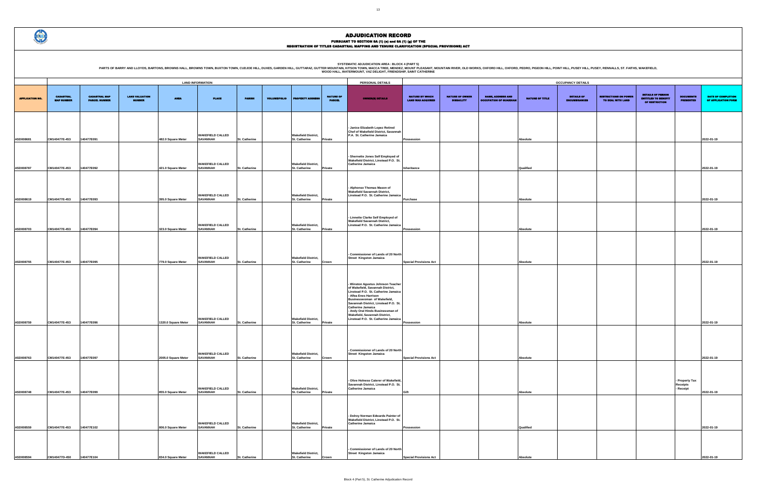# ADJUDICATION RECORD

PURSUANT TO SECTION 8A (1) (e) and 8A (1) (g) OF THE
REGISTRATION OF TITLES CADASTRAL MAPPING AND TENURE CLARIFICATION (SPECIAL PROVISIONS) ACT

SYSTEMATIC ADJUDICATION AREA : BLOCK 4 (PART 5)
PARTS OF BARRY AND LLOYDS, BARTONS, BROWNS HALL, BROWNS TOWN, BUXTON TOWN, CUDJOE HILL, DUXES, GARDEN HILL, GUTTARAZ, GUTTER MOUNTAIN, KITSON TOWN, MACCA TREE, MENDEZ, MOUNT PLEASANT, MOUNTAIN RIVER, OLD WORKS, OXFORD HILL, OXFORD, PEDRO, PIGEON HILL, POINT HILL, PUSEY HILL, PUSEY, RENNALLS, ST. FAITHS, WAKEFIELD, WOOD HALL, WATERMOUNT, VAZ DELIGHT, FRIENDSHIP, SAINT CATHERINE

| | LAND INFORMATION | | | | | | | | | PERSONAL DETAILS | OCCUPANCY DETAILS | | | | | | | | |
|---|---|---|---|---|---|---|---|---|---|---|---|---|---|---|---|---|---|---|---|
| APPLICATION NO. | CADASTRAL MAP NUMBER | CADASTRAL MAP PARCEL NUMBER | LAND VALUATION NUMBER | AREA | PLACE | PARISH | VOLUME/FOLIO | PROPERTY ADDRESS | NATURE OF PARCEL | OWNER(S) DETAILS | NATURE BY WHICH LAND WAS ACQUIRED | NATURE OF OWNER DISABILITY | NAME, ADDRESS AND OCCUPATION OF GUARDIAN | NATURE OF TITLE | DETAILS OF ENCUMBRANCES | RESTRICTIONS ON POWER TO DEAL WITH LAND | DETAILS OF PERSON ENTITLED TO BENEFIT OF RESTRICTION | DOCUMENTS PRESENTED | DATE OF COMPLETION OF APPLICATION FORM |
| ASD008681 | CM140477E-453 | 140477E091 | | 482.0 Square Meter | WAKEFIELD CALLED SAVANNAH | St. Catherine | | Wakefield District, St. Catherine | Private | - Janice Elizabeth Lopez Retired Chef of Wakefield District, Savannah P.A. St. Catherine Jamaica | Possession | | | Absolute | | | | | 2022-01-19 |
| ASD008787 | CM140477E-453 | 140477E092 | | 421.0 Square Meter | WAKEFIELD CALLED SAVANNAH | St. Catherine | | Wakefield District, St. Catherine | Private | - Shernette Jones Self Employed of Wakefield District, Linstead P.O. St. Catherine Jamaica | Inheritance | | | Qualified | | | | | 2022-01-19 |
| ASD008619 | CM140477E-453 | 140477E093 | | 395.0 Square Meter | WAKEFIELD CALLED SAVANNAH | St. Catherine | | Wakefield District, St. Catherine | Private | - Alphonso Thomas Mason of Wakefield Savannah District, Linstead P.O. St. Catherine Jamaica | Purchase | | | Absolute | | | | | 2022-01-19 |
| ASD008703 | CM140477E-453 | 140477E094 | | 323.0 Square Meter | WAKEFIELD CALLED SAVANNAH | St. Catherine | | Wakefield District, St. Catherine | Private | - Linnette Clarke Self Employed of Wakefield Savannah District, Linstead P.O. St. Catherine Jamaica | Possession | | | Absolute | | | | | 2022-01-19 |
| ASD008755 | CM140477E-453 | 140477E095 | | 779.0 Square Meter | WAKEFIELD CALLED SAVANNAH | St. Catherine | | Wakefield District, St. Catherine | Crown | - Commissioner of Lands of 20 North Street Kingston Jamaica | Special Provisions Act | | | Absolute | | | | | 2022-01-19 |
| ASD008759 | CM140477E-453 | 140477E096 | | 1320.0 Square Meter | WAKEFIELD CALLED SAVANNAH | St. Catherine | | Wakefield District, St. Catherine | Private | - Winston Agustus Johnson Teacher of Wakefield, Savannah District, Linstead P.O. St. Catherine Jamaica - Alfea Enes Harrison Businesswoman of Wakefield, Savannah District, Linstead P.O. St. Catherine Jamaica - Andy Oral Hinds Businessman of Wakefield, Savannah District, Linstead P.O. St. Catherine Jamaica | Possession | | | Absolute | | | | | 2022-01-19 |
| ASD008763 | CM140477E-453 | 140477E097 | | 2005.0 Square Meter | WAKEFIELD CALLED SAVANNAH | St. Catherine | | Wakefield District, St. Catherine | Crown | - Commissioner of Lands of 20 North Street Kingston Jamaica | Special Provisions Act | | | Absolute | | | | | 2022-01-19 |
| ASD008748 | CM140477E-453 | 140477E099 | | 855.0 Square Meter | WAKEFIELD CALLED SAVANNAH | St. Catherine | | Wakefield District, St. Catherine | Private | - Olive Holness Caterer of Wakefield, Savannah District, Linstead P.O. St. Catherine Jamaica | Gift | | | Absolute | | | | - Property Tax Receipts - Receipt | 2022-01-19 |
| ASD008559 | CM140477E-453 | 140477E102 | | 806.0 Square Meter | WAKEFIELD CALLED SAVANNAH | St. Catherine | | Wakefield District, St. Catherine | Private | - Delroy Norman Edwards Painter of Wakefield District, Linstead P.O. St. Catherine Jamaica | Possession | | | Qualified | | | | | 2022-01-19 |
| ASD008594 | CM140477D-450 | 140477E104 | | 834.0 Square Meter | WAKEFIELD CALLED SAVANNAH | St. Catherine | | Wakefield District, St. Catherine | Crown | - Commissioner of Lands of 20 North Street Kingston Jamaica | Special Provisions Act | | | Absolute | | | | | 2022-01-19 |

Block 4 (Part 5), St. Catherine Adjudication Record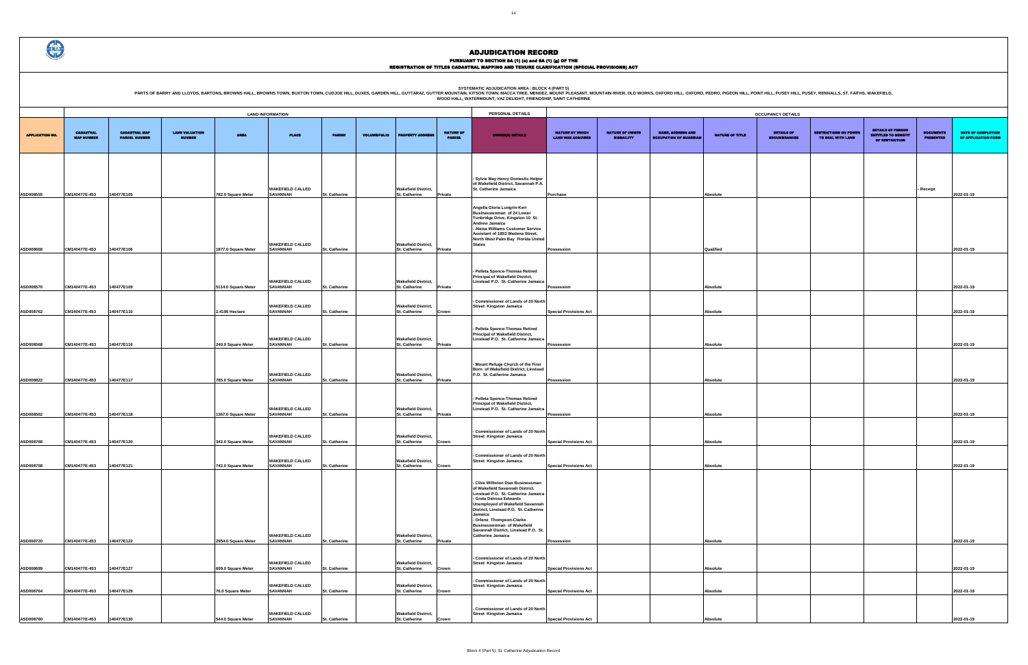# ADJUDICATION RECORD

PURSUANT TO SECTION 8A (1) (e) and 8A (1) (g) OF THE
REGISTRATION OF TITLES CADASTRAL MAPPING AND TENURE CLARIFICATION (SPECIAL PROVISIONS) ACT

SYSTEMATIC ADJUDICATION AREA : BLOCK 4 (PART 5)
PARTS OF BARRY AND LLOYDS, BARTONS, BROWNS HALL, BROWNS TOWN, BUXTON TOWN, CUDJOE HILL, DUXES, GARDEN HILL, GUTTARAZ, GUTTER MOUNTAIN, KITSON TOWN, MACCA TREE, MENDEZ, MOUNT PLEASANT, MOUNTAIN RIVER, OLD WORKS, OXFORD HILL, OXFORD, PEDRO, PIGEON HILL, POINT HILL, PUSEY HILL, PUSEY, RENNALLS, ST. FAITHS, WAKEFIELD, WOOD HALL, WATERMOUNT, VAZ DELIGHT, FRIENDSHIP, SAINT CATHERINE

| | LAND INFORMATION | | | | | | | | | PERSONAL DETAILS | OCCUPANCY DETAILS | | | | | | | | |
|---|---|---|---|---|---|---|---|---|---|---|---|---|---|---|---|---|---|---|---|
| APPLICATION NO. | CADASTRAL MAP NUMBER | CADASTRAL MAP PARCEL NUMBER | LAND VALUATION NUMBER | AREA | PLACE | PARISH | VOLUME/FOLIO | PROPERTY ADDRESS | NATURE OF PARCEL | OWNER(S) DETAILS | NATURE BY WHICH LAND WAS ACQUIRED | NATURE OF OWNER DISABILITY | NAME, ADDRESS AND OCCUPATION OF GUARDIAN | NATURE OF TITLE | DETAILS OF ENCUMBRANCES | RESTRICTIONS ON POWER TO DEAL WITH LAND | DETAILS OF PERSON ENTITLED TO BENEFIT OF RESTRICTION | DOCUMENTS PRESENTED | DATE OF COMPLETION OF APPLICATION FORM |
| ASD008555 | CM140477E-453 | 140477E105 | | 782.0 Square Meter | WAKEFIELD CALLED SAVANNAH | St. Catherine | | Wakefield District, St. Catherine | Private | - Sylvie May Henry Domestic Helper of Wakefield District, Savannah P.A. St. Catherine Jamaica | Purchase | | | Absolute | | | | - Receipt | 2022-01-19 |
| ASD008668 | CM140477E-453 | 140477E106 | | 1877.0 Square Meter | WAKEFIELD CALLED SAVANNAH | St. Catherine | | Wakefield District, St. Catherine | Private | Angella Gloria Lungrin-Kerr Businesswoman of 24 Lower Tunbridge Drive, Kingston 10 St. Andrew Jamaica<br>- Aleisa Williams Customer Service Assistant of 1853 Wadena Street, North West Palm Bay Florida United States | Possession | | | Qualified | | | | | 2022-01-19 |
| ASD008570 | CM140477E-453 | 140477E109 | | 5114.0 Square Meter | WAKEFIELD CALLED SAVANNAH | St. Catherine | | Wakefield District, St. Catherine | Private | - Pelleta Spence-Thomas Retired Principal of Wakefield District, Linstead P.O. St. Catherine Jamaica | Possession | | | Absolute | | | | | 2022-01-19 |
| ASD008762 | CM140477E-453 | 140477E110 | | 2.4195 Hectare | WAKEFIELD CALLED SAVANNAH | St. Catherine | | Wakefield District, St. Catherine | Crown | - Commissioner of Lands of 20 North Street Kingston Jamaica | Special Provisions Act | | | Absolute | | | | | 2022-01-19 |
| ASD008568 | CM140477E-453 | 140477E116 | | 240.0 Square Meter | WAKEFIELD CALLED SAVANNAH | St. Catherine | | Wakefield District, St. Catherine | Private | - Pelleta Spence-Thomas Retired Principal of Wakefield District, Linstead P.O. St. Catherine Jamaica | Possession | | | Absolute | | | | | 2022-01-19 |
| ASD008822 | CM140477E-453 | 140477E117 | | 785.0 Square Meter | WAKEFIELD CALLED SAVANNAH | St. Catherine | | Wakefield District, St. Catherine | Private | - Mount Refuge Church of the First Born of Wakefield District, Linstead P.O. St. Catherine Jamaica | Possession | | | Absolute | | | | | 2022-01-19 |
| ASD008562 | CM140477E-453 | 140477E118 | | 1367.0 Square Meter | WAKEFIELD CALLED SAVANNAH | St. Catherine | | Wakefield District, St. Catherine | Private | - Pelleta Spence-Thomas Retired Principal of Wakefield District, Linstead P.O. St. Catherine Jamaica | Possession | | | Absolute | | | | | 2022-01-19 |
| ASD008768 | CM140477E-453 | 140477E120 | | 342.0 Square Meter | WAKEFIELD CALLED SAVANNAH | St. Catherine | | Wakefield District, St. Catherine | Crown | - Commissioner of Lands of 20 North Street Kingston Jamaica | Special Provisions Act | | | Absolute | | | | | 2022-01-19 |
| ASD008758 | CM140477E-453 | 140477E121 | | 742.0 Square Meter | WAKEFIELD CALLED SAVANNAH | St. Catherine | | Wakefield District, St. Catherine | Crown | - Commissioner of Lands of 20 North Street Kingston Jamaica | Special Provisions Act | | | Absolute | | | | | 2022-01-19 |
| ASD008720 | CM140477E-453 | 140477E122 | | 2954.0 Square Meter | WAKEFIELD CALLED SAVANNAH | St. Catherine | | Wakefield District, St. Catherine | Private | - Clive Williston Dias Businessman of Wakefield Savannah District, Linstead P.O. St. Catherine Jamaica<br>- Greta Delrose Edwards Unemployed of Wakefield Savannah District, Linstead P.O. St. Catherine Jamaica<br>- Orlene Thompson-Clarke Businesswoman of Wakefield Savannah District, Linstead P.O. St. Catherine Jamaica | Possession | | | Absolute | | | | | 2022-01-19 |
| ASD008699 | CM140477E-453 | 140477E127 | | 609.0 Square Meter | WAKEFIELD CALLED SAVANNAH | St. Catherine | | Wakefield District, St. Catherine | Crown | - Commissioner of Lands of 20 North Street Kingston Jamaica | Special Provisions Act | | | Absolute | | | | | 2022-01-19 |
| ASD008764 | CM140477E-453 | 140477E129 | | 76.0 Square Meter | WAKEFIELD CALLED SAVANNAH | St. Catherine | | Wakefield District, St. Catherine | Crown | - Commissioner of Lands of 20 North Street Kingston Jamaica | Special Provisions Act | | | Absolute | | | | | 2022-01-19 |
| ASD008760 | CM140477E-453 | 140477E130 | | 544.0 Square Meter | WAKEFIELD CALLED SAVANNAH | St. Catherine | | Wakefield District, St. Catherine | Crown | - Commissioner of Lands of 20 North Street Kingston Jamaica | Special Provisions Act | | | Absolute | | | | | 2022-01-19 |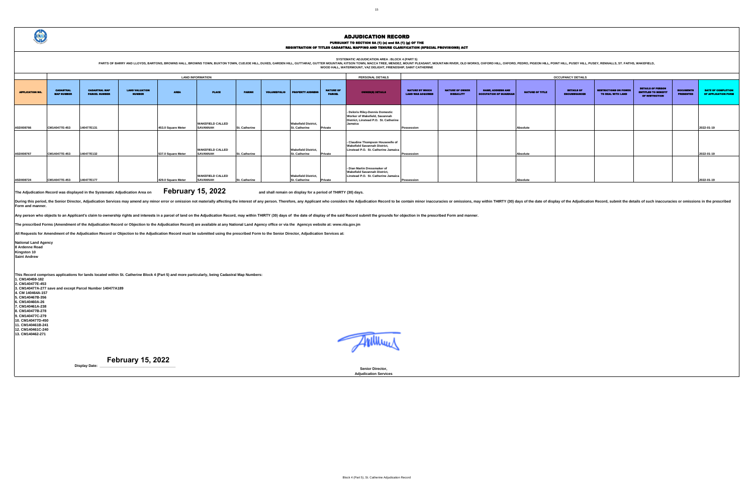# ADJUDICATION RECORD

### PURSUANT TO SECTION 8A (1) (e) and 8A (1) (g) OF THE REGISTRATION OF TITLES CADASTRAL MAPPING AND TENURE CLARIFICATION (SPECIAL PROVISIONS) ACT

**SYSTEMATIC ADJUDICATION AREA : BLOCK 4 (PART 5)**

PARTS OF BARRY AND LLOYDS, BARTONS, BROWNS HALL, BROWNS TOWN, BUXTON TOWN, CUDJOE HILL, DUXES, GARDEN HILL, GUTTARAZ, GUTTER MOUNTAIN, KITSON TOWN, MACCA TREE, MENDEZ, MOUNT PLEASANT, MOUNTAIN RIVER, OLD WORKS, OXFORD HILL, OXFORD, PEDRO, PIGEON HILL, POINT HILL, PUSEY HILL, PUSEY, RENNALLS, ST. FAITHS, WAKEFIELD, WOOD HALL, WATERMOUNT, VAZ DELIGHT, FRIENDSHIP, SAINT CATHERINE

| | LAND INFORMATION | | | | | | | | | PERSONAL DETAILS | OCCUPANCY DETAILS | | | | | | | | |
|---|---|---|---|---|---|---|---|---|---|---|---|---|---|---|---|---|---|---|---|
| APPLICATION NO. | CADASTRAL MAP NUMBER | CADASTRAL MAP PARCEL NUMBER | LAND VALUATION NUMBER | AREA | PLACE | PARISH | VOLUME/FOLIO | PROPERTY ADDRESS | NATURE OF PARCEL | OWNER(S) DETAILS | NATURE BY WHICH LAND WAS ACQUIRED | NATURE OF OWNER DISBAILITY | NAME, ADDRESS AND OCCUPATION OF GUARDIAN | NATURE OF TITLE | DETAILS OF ENCUMBRANCES | RESTRICTIONS ON POWER TO DEAL WITH LAND | DETAILS OF PERSON ENTITLED TO BENEFIT OF RESTRICTION | DOCUMENTS PRESENTED | DATE OF COMPLETION OF APPLICATION FORM |
| ASD008766 | CM140477E-453 | 140477E131 | | 453.0 Square Meter | WAKEFIELD CALLED SAVANNAH | St. Catherine | | Wakefield District, St. Catherine | Private | - Deloris Riley-Dennis Domestic Worker of Wakefield, Savannah District, Linstead P.O. St. Catherine Jamaica | Possession | | | Absolute | | | | | 2022-01-19 |
| ASD008767 | CM140477E-453 | 140477E132 | | 537.0 Square Meter | WAKEFIELD CALLED SAVANNAH | St. Catherine | | Wakefield District, St. Catherine | Private | - Claudine Thompson Housewife of Wakefield Savannah District, Linstead P.O. St. Catherine Jamaica | Possession | | | Absolute | | | | | 2022-01-19 |
| ASD008724 | CM140477E-453 | 140477E177 | | 429.0 Square Meter | WAKEFIELD CALLED SAVANNAH | St. Catherine | | Wakefield District, St. Catherine | Private | - Dian Martin Dressmaker of Wakefield Savannah District, Linstead P.O. St. Catherine Jamaica | Possession | | | Absolute | | | | | 2022-01-19 |

The Adjudication Record was displayed in the Systematic Adjudication Area on **February 15, 2022** and shall remain on display for a period of THIRTY (30) days.

During this period, the Senior Director, Adjudication Services may amend any minor error or omission not materially affecting the interest of any person. Therefore, any Applicant who considers the Adjudication Record to be contain minor inaccuracies or omissions, may within THIRTY (30) days of the date of display of the Adjudication Record, submit the details of such inaccuracies or omissions in the prescribed Form and manner.

Any person who objects to an Applicant's claim to ownership rights and interests in a parcel of land on the Adjudication Record, may within THIRTY (30) days of the date of display of the said Record submit the grounds for objection in the prescribed Form and manner.

The prescribed Forms (Amendment of the Adjudication Record or Objection to the Adjudication Record) are available at any National Land Agency office or via the Agencys website at: www.nla.gov.jm

All Requests for Amendment of the Adjudication Record or Objection to the Adjudication Record must be submitted using the prescribed Form to the Senior Director, Adjudication Services at:

National Land Agency
8 Ardenne Road
Kingston 10
Saint Andrew

This Record comprises applications for lands located within St. Catherine Block 4 (Part 5) and more particularly, being Cadastral Map Numbers:

1. CM140459-182
2. CM140477E-453
3. CM140477A-277 save and except Parcel Number 140477A189
4. CM 140464A-157
5. CM140467B-356
6. CM140460A-26
7. CM140461A-238
8. CM140477B-278
9. CM140477C-279
10. CM140477D-450
11. CM140461B-241
12. CM140461C-240
13. CM140462-271

Display Date: **February 15, 2022**

Senior Director,
Adjudication Services